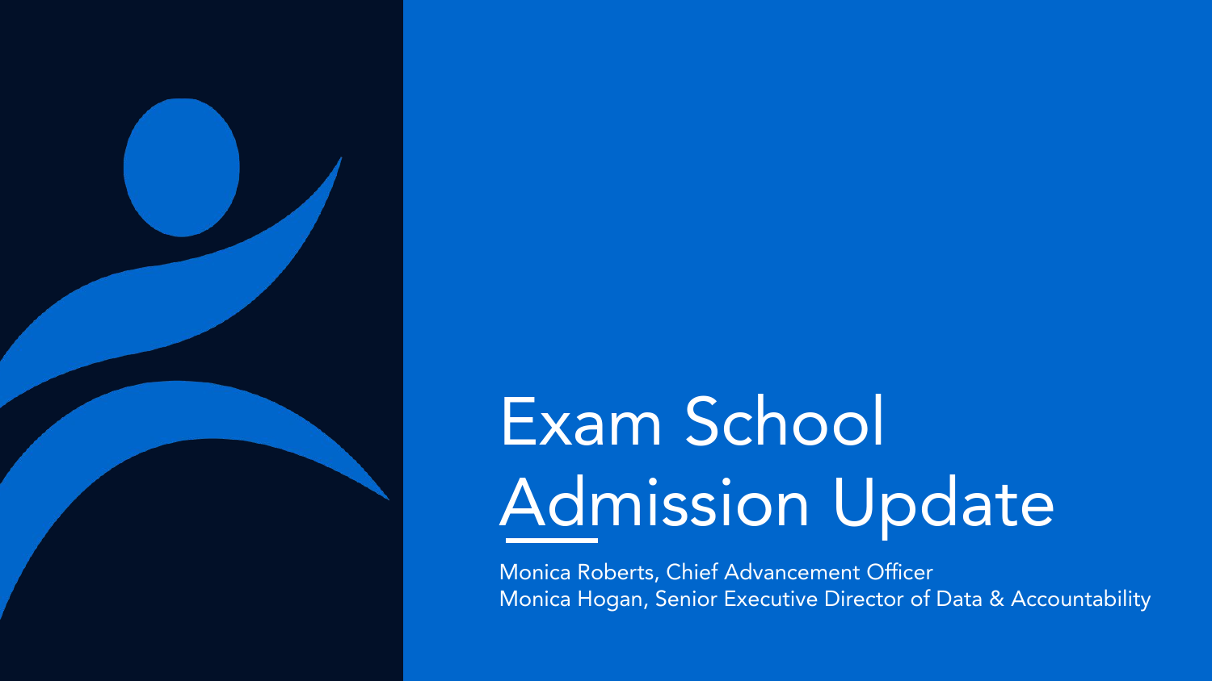# Exam School Admission Update

Monica Roberts, Chief Advancement Officer
Monica Hogan, Senior Executive Director of Data & Accountability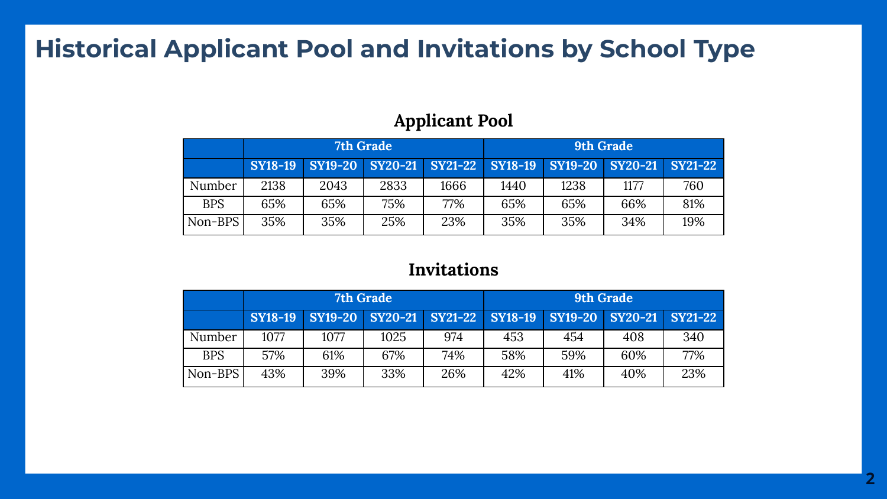# Historical Applicant Pool and Invitations by School Type

### Applicant Pool

| | 7th Grade | | | | 9th Grade | | | |
|---|---|---|---|---|---|---|---|---|
| | SY18-19 | SY19-20 | SY20-21 | SY21-22 | SY18-19 | SY19-20 | SY20-21 | SY21-22 |
| Number | 2138 | 2043 | 2833 | 1666 | 1440 | 1238 | 1177 | 760 |
| BPS | 65% | 65% | 75% | 77% | 65% | 65% | 66% | 81% |
| Non-BPS | 35% | 35% | 25% | 23% | 35% | 35% | 34% | 19% |

### Invitations

| | 7th Grade | | | | 9th Grade | | | |
|---|---|---|---|---|---|---|---|---|
| | SY18-19 | SY19-20 | SY20-21 | SY21-22 | SY18-19 | SY19-20 | SY20-21 | SY21-22 |
| Number | 1077 | 1077 | 1025 | 974 | 453 | 454 | 408 | 340 |
| BPS | 57% | 61% | 67% | 74% | 58% | 59% | 60% | 77% |
| Non-BPS | 43% | 39% | 33% | 26% | 42% | 41% | 40% | 23% |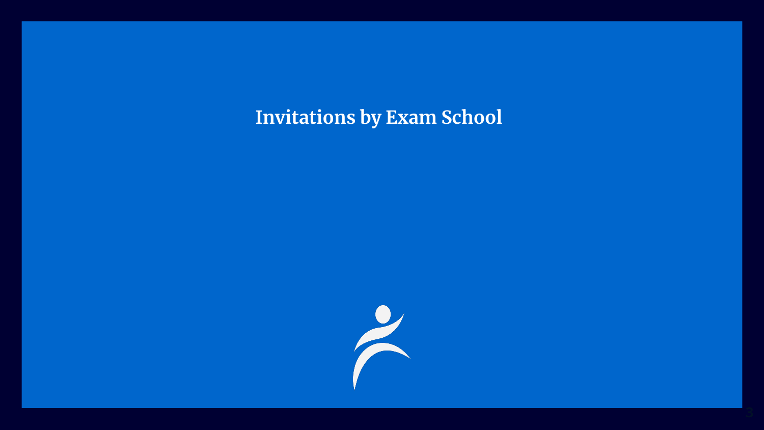# Invitations by Exam School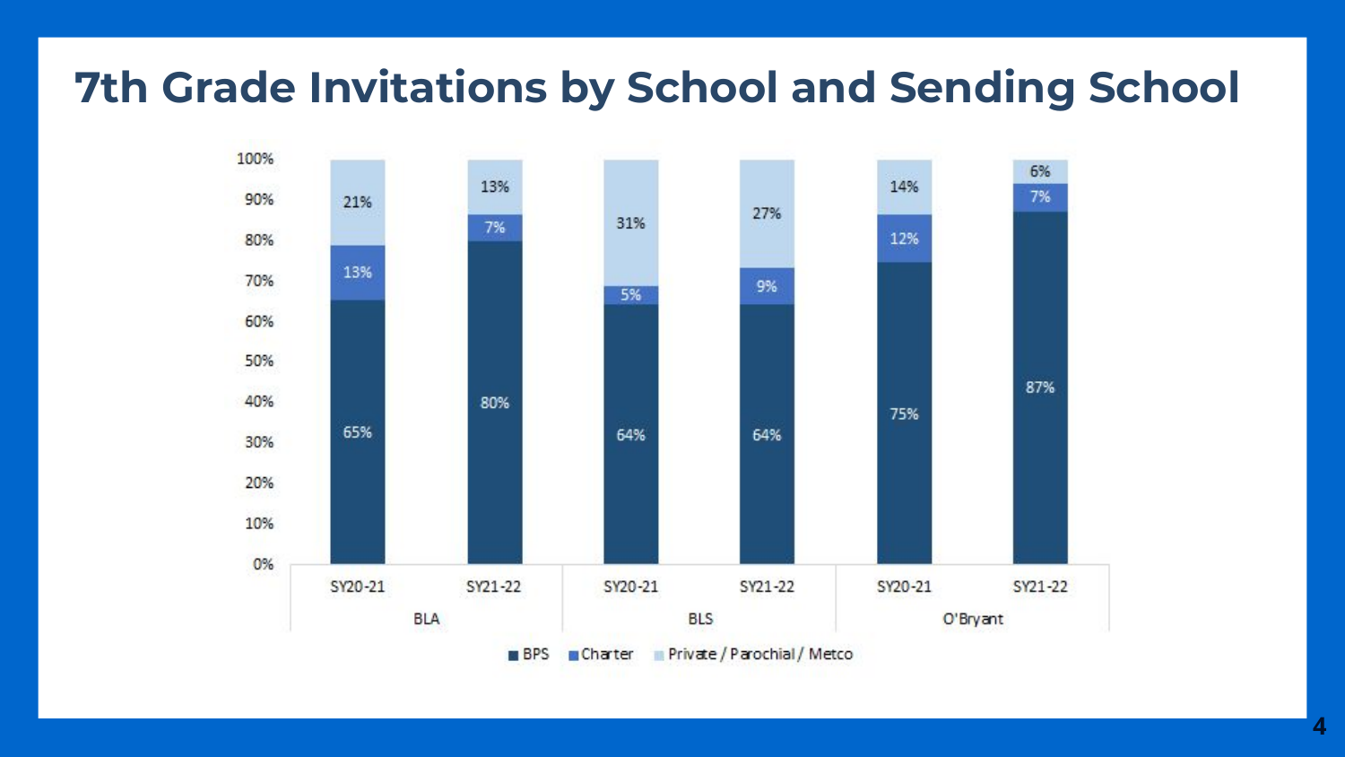# 7th Grade Invitations by School and Sending School

| School | Year | BPS | Charter | Private / Parochial / Metco |
| --- | --- | --- | --- | --- |
| BLA | SY20-21 | 65% | 13% | 21% |
| BLA | SY21-22 | 80% | 7% | 13% |
| BLS | SY20-21 | 64% | 5% | 31% |
| BLS | SY21-22 | 64% | 9% | 27% |
| O'Bryant | SY20-21 | 75% | 12% | 14% |
| O'Bryant | SY21-22 | 87% | 7% | 6% |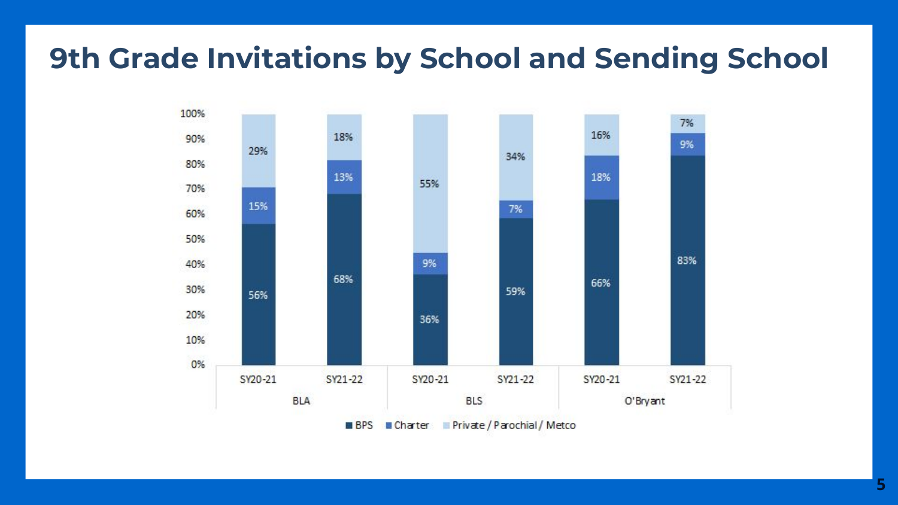# 9th Grade Invitations by School and Sending School

| School | Year | BPS | Charter | Private / Parochial / Metco |
|---|---|---|---|---|
| BLA | SY20-21 | 56% | 15% | 29% |
| BLA | SY21-22 | 68% | 13% | 18% |
| BLS | SY20-21 | 36% | 9% | 55% |
| BLS | SY21-22 | 59% | 7% | 34% |
| O'Bryant | SY20-21 | 66% | 18% | 16% |
| O'Bryant | SY21-22 | 83% | 9% | 7% |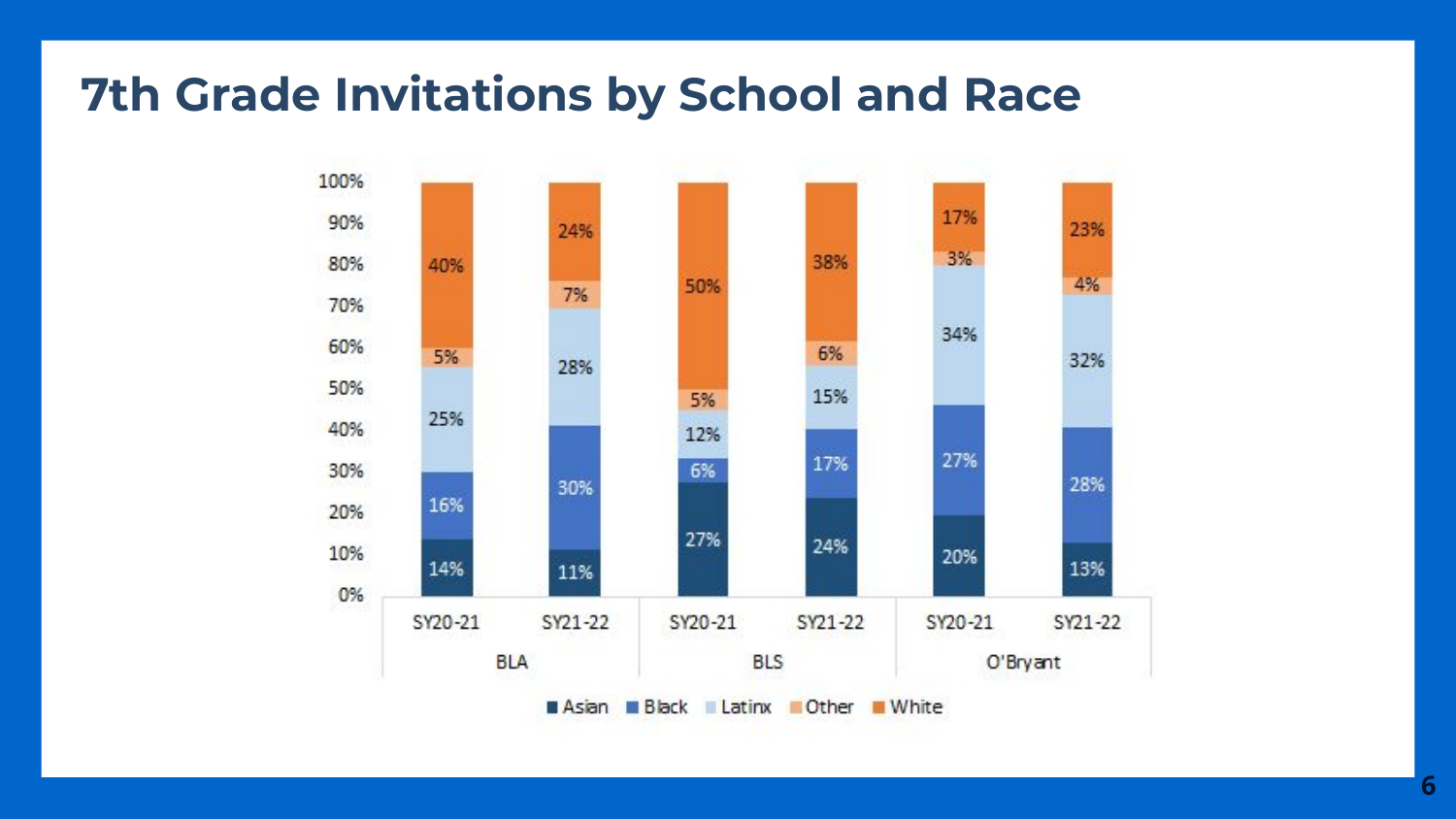# 7th Grade Invitations by School and Race

| School | Year | Asian | Black | Latinx | Other | White |
| --- | --- | --- | --- | --- | --- | --- |
| BLA | SY20-21 | 14% | 16% | 25% | 5% | 40% |
| BLA | SY21-22 | 11% | 30% | 28% | 7% | 24% |
| BLS | SY20-21 | 27% | 6% | 12% | 5% | 50% |
| BLS | SY21-22 | 24% | 17% | 15% | 6% | 38% |
| O'Bryant | SY20-21 | 20% | 27% | 34% | 3% | 17% |
| O'Bryant | SY21-22 | 13% | 28% | 32% | 4% | 23% |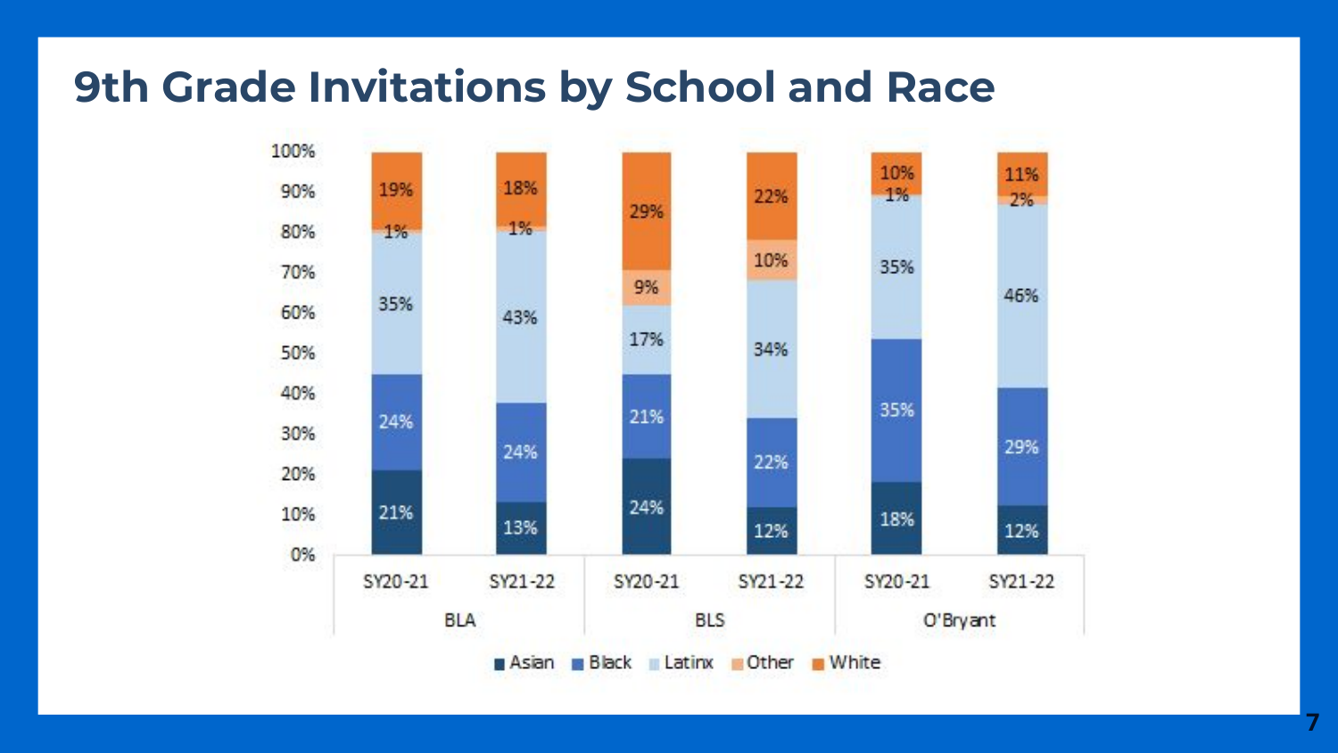# 9th Grade Invitations by School and Race

| School | Year | Asian | Black | Latinx | Other | White |
|---|---|---|---|---|---|---|
| BLA | SY20-21 | 21% | 24% | 35% | 1% | 19% |
| BLA | SY21-22 | 13% | 24% | 43% | 1% | 18% |
| BLS | SY20-21 | 24% | 21% | 17% | 9% | 29% |
| BLS | SY21-22 | 12% | 22% | 34% | 10% | 22% |
| O'Bryant | SY20-21 | 18% | 35% | 35% | 1% | 10% |
| O'Bryant | SY21-22 | 12% | 29% | 46% | 2% | 11% |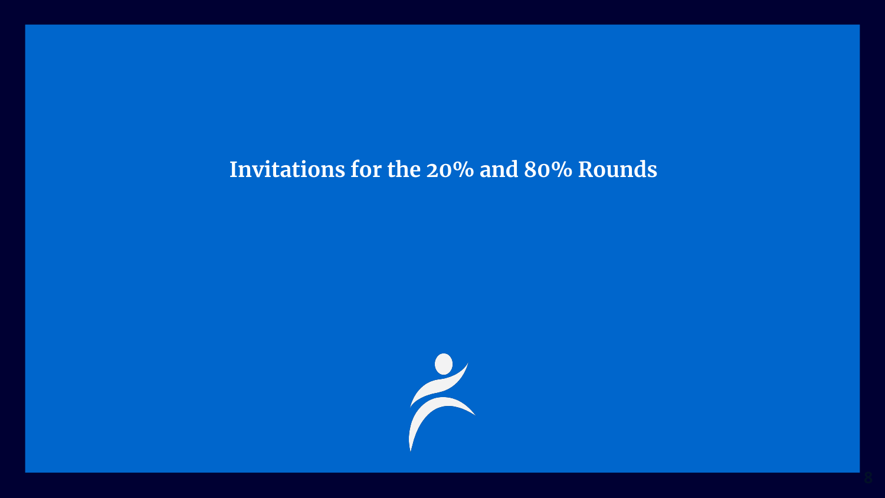# Invitations for the 20% and 80% Rounds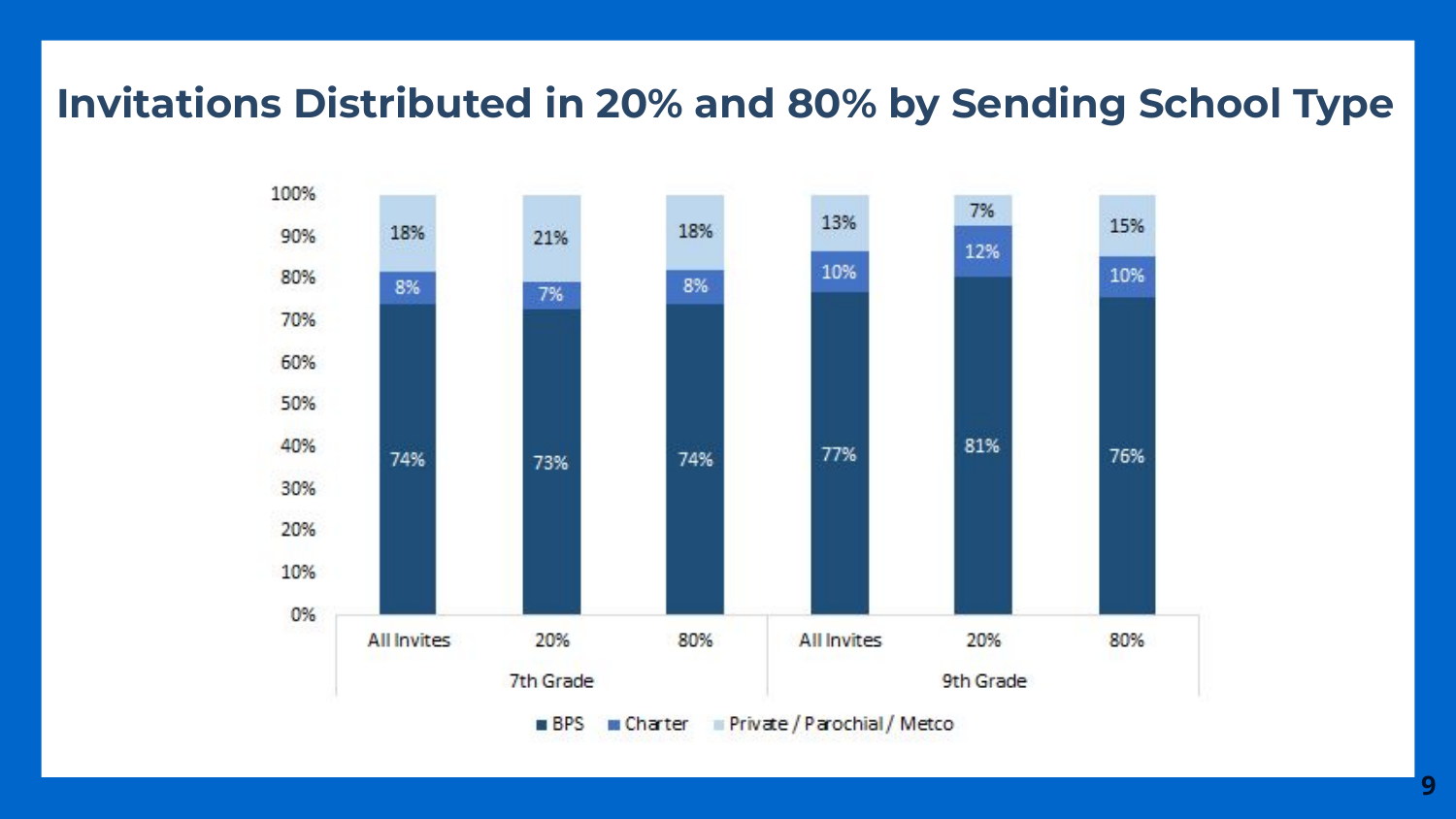# Invitations Distributed in 20% and 80% by Sending School Type

| | 7th Grade | | | 9th Grade | | |
|---|---|---|---|---|---|---|
| | All Invites | 20% | 80% | All Invites | 20% | 80% |
| BPS | 74% | 73% | 74% | 77% | 81% | 76% |
| Charter | 8% | 7% | 8% | 10% | 12% | 10% |
| Private / Parochial / Metco | 18% | 21% | 18% | 13% | 7% | 15% |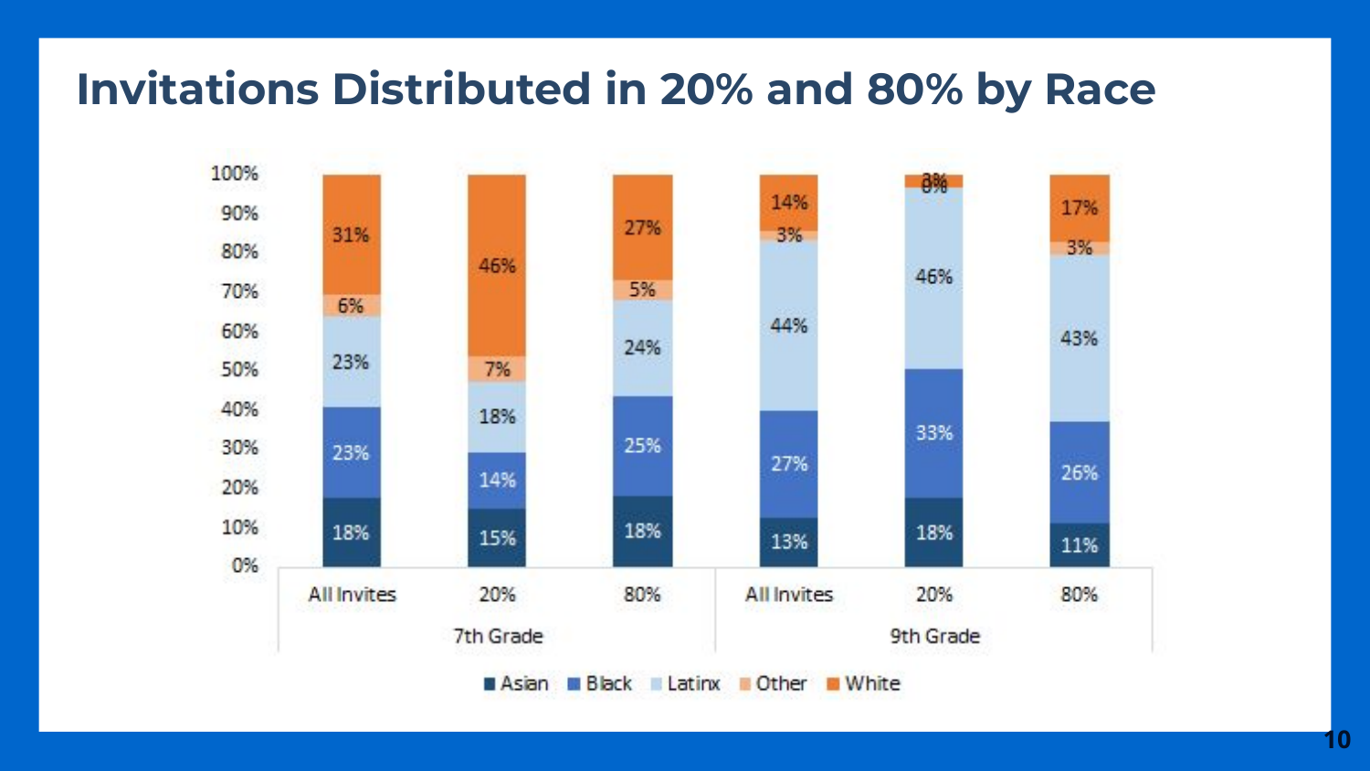# Invitations Distributed in 20% and 80% by Race

| | 7th Grade | | | 9th Grade | | |
|---|---|---|---|---|---|---|
| | All Invites | 20% | 80% | All Invites | 20% | 80% |
| Asian | 18% | 15% | 18% | 13% | 18% | 11% |
| Black | 23% | 14% | 25% | 27% | 33% | 26% |
| Latinx | 23% | 18% | 24% | 44% | 46% | 43% |
| Other | 6% | 7% | 5% | 3% | 0% | 3% |
| White | 31% | 46% | 27% | 14% | 3% | 17% |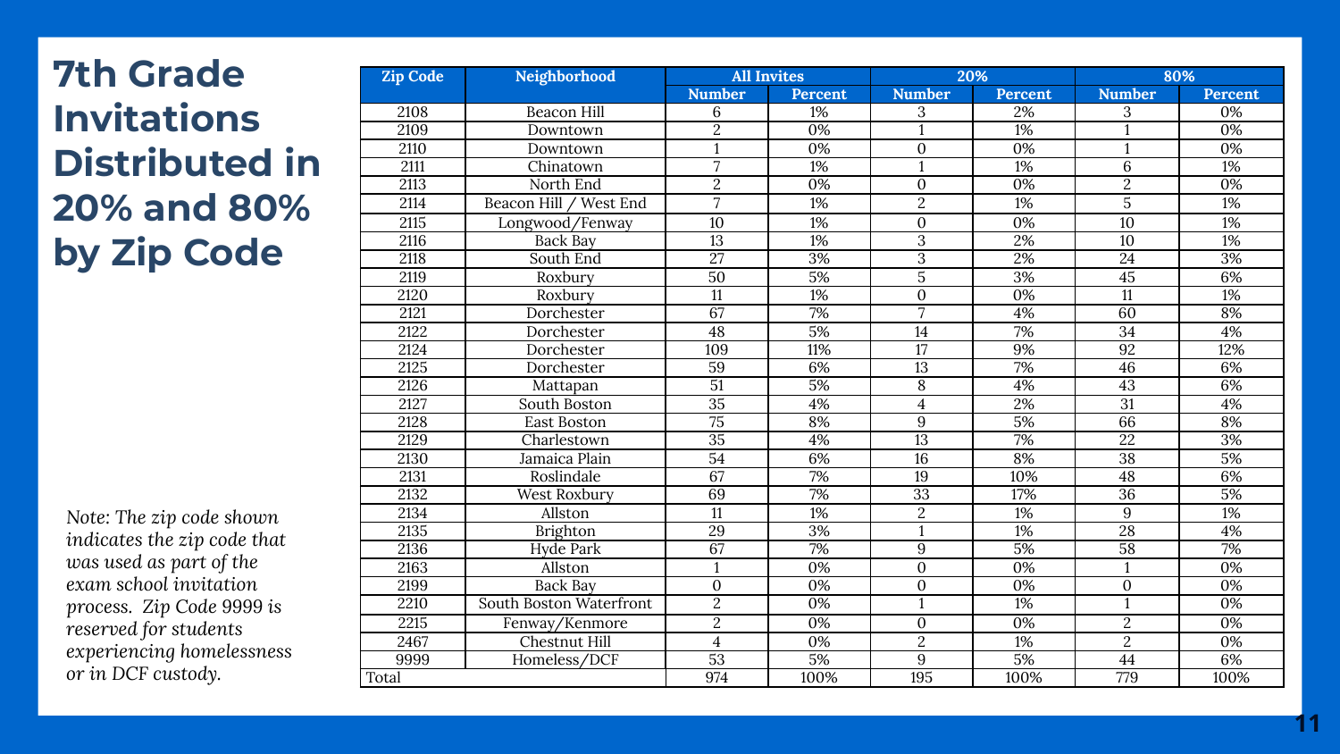# 7th Grade Invitations Distributed in 20% and 80% by Zip Code

| Zip Code | Neighborhood | All Invites | | 20% | | 80% | |
|---|---|---|---|---|---|---|---|
| | | Number | Percent | Number | Percent | Number | Percent |
| 2108 | Beacon Hill | 6 | 1% | 3 | 2% | 3 | 0% |
| 2109 | Downtown | 2 | 0% | 1 | 1% | 1 | 0% |
| 2110 | Downtown | 1 | 0% | 0 | 0% | 1 | 0% |
| 2111 | Chinatown | 7 | 1% | 1 | 1% | 6 | 1% |
| 2113 | North End | 2 | 0% | 0 | 0% | 2 | 0% |
| 2114 | Beacon Hill / West End | 7 | 1% | 2 | 1% | 5 | 1% |
| 2115 | Longwood/Fenway | 10 | 1% | 0 | 0% | 10 | 1% |
| 2116 | Back Bay | 13 | 1% | 3 | 2% | 10 | 1% |
| 2118 | South End | 27 | 3% | 3 | 2% | 24 | 3% |
| 2119 | Roxbury | 50 | 5% | 5 | 3% | 45 | 6% |
| 2120 | Roxbury | 11 | 1% | 0 | 0% | 11 | 1% |
| 2121 | Dorchester | 67 | 7% | 7 | 4% | 60 | 8% |
| 2122 | Dorchester | 48 | 5% | 14 | 7% | 34 | 4% |
| 2124 | Dorchester | 109 | 11% | 17 | 9% | 92 | 12% |
| 2125 | Dorchester | 59 | 6% | 13 | 7% | 46 | 6% |
| 2126 | Mattapan | 51 | 5% | 8 | 4% | 43 | 6% |
| 2127 | South Boston | 35 | 4% | 4 | 2% | 31 | 4% |
| 2128 | East Boston | 75 | 8% | 9 | 5% | 66 | 8% |
| 2129 | Charlestown | 35 | 4% | 13 | 7% | 22 | 3% |
| 2130 | Jamaica Plain | 54 | 6% | 16 | 8% | 38 | 5% |
| 2131 | Roslindale | 67 | 7% | 19 | 10% | 48 | 6% |
| 2132 | West Roxbury | 69 | 7% | 33 | 17% | 36 | 5% |
| 2134 | Allston | 11 | 1% | 2 | 1% | 9 | 1% |
| 2135 | Brighton | 29 | 3% | 1 | 1% | 28 | 4% |
| 2136 | Hyde Park | 67 | 7% | 9 | 5% | 58 | 7% |
| 2163 | Allston | 1 | 0% | 0 | 0% | 1 | 0% |
| 2199 | Back Bay | 0 | 0% | 0 | 0% | 0 | 0% |
| 2210 | South Boston Waterfront | 2 | 0% | 1 | 1% | 1 | 0% |
| 2215 | Fenway/Kenmore | 2 | 0% | 0 | 0% | 2 | 0% |
| 2467 | Chestnut Hill | 4 | 0% | 2 | 1% | 2 | 0% |
| 9999 | Homeless/DCF | 53 | 5% | 9 | 5% | 44 | 6% |
| Total | | 974 | 100% | 195 | 100% | 779 | 100% |

*Note: The zip code shown indicates the zip code that was used as part of the exam school invitation process. Zip Code 9999 is reserved for students experiencing homelessness or in DCF custody.*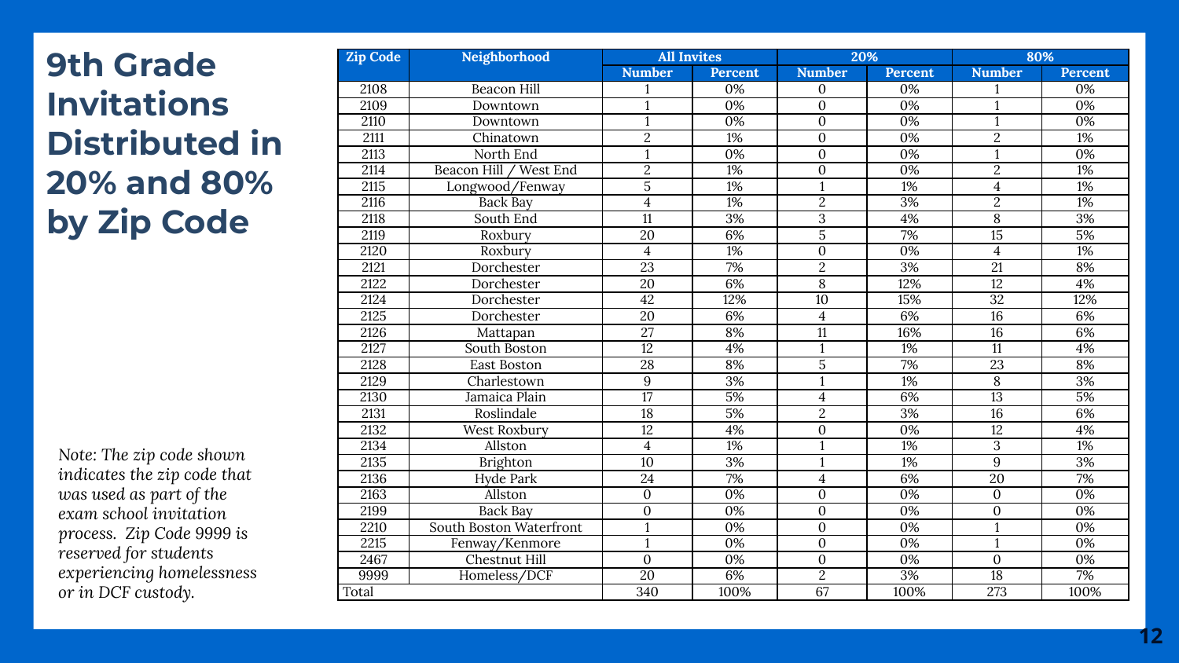# 9th Grade Invitations Distributed in 20% and 80% by Zip Code

| Zip Code | Neighborhood | All Invites | | 20% | | 80% | |
|---|---|---|---|---|---|---|---|
| | | Number | Percent | Number | Percent | Number | Percent |
| 2108 | Beacon Hill | 1 | 0% | 0 | 0% | 1 | 0% |
| 2109 | Downtown | 1 | 0% | 0 | 0% | 1 | 0% |
| 2110 | Downtown | 1 | 0% | 0 | 0% | 1 | 0% |
| 2111 | Chinatown | 2 | 1% | 0 | 0% | 2 | 1% |
| 2113 | North End | 1 | 0% | 0 | 0% | 1 | 0% |
| 2114 | Beacon Hill / West End | 2 | 1% | 0 | 0% | 2 | 1% |
| 2115 | Longwood/Fenway | 5 | 1% | 1 | 1% | 4 | 1% |
| 2116 | Back Bay | 4 | 1% | 2 | 3% | 2 | 1% |
| 2118 | South End | 11 | 3% | 3 | 4% | 8 | 3% |
| 2119 | Roxbury | 20 | 6% | 5 | 7% | 15 | 5% |
| 2120 | Roxbury | 4 | 1% | 0 | 0% | 4 | 1% |
| 2121 | Dorchester | 23 | 7% | 2 | 3% | 21 | 8% |
| 2122 | Dorchester | 20 | 6% | 8 | 12% | 12 | 4% |
| 2124 | Dorchester | 42 | 12% | 10 | 15% | 32 | 12% |
| 2125 | Dorchester | 20 | 6% | 4 | 6% | 16 | 6% |
| 2126 | Mattapan | 27 | 8% | 11 | 16% | 16 | 6% |
| 2127 | South Boston | 12 | 4% | 1 | 1% | 11 | 4% |
| 2128 | East Boston | 28 | 8% | 5 | 7% | 23 | 8% |
| 2129 | Charlestown | 9 | 3% | 1 | 1% | 8 | 3% |
| 2130 | Jamaica Plain | 17 | 5% | 4 | 6% | 13 | 5% |
| 2131 | Roslindale | 18 | 5% | 2 | 3% | 16 | 6% |
| 2132 | West Roxbury | 12 | 4% | 0 | 0% | 12 | 4% |
| 2134 | Allston | 4 | 1% | 1 | 1% | 3 | 1% |
| 2135 | Brighton | 10 | 3% | 1 | 1% | 9 | 3% |
| 2136 | Hyde Park | 24 | 7% | 4 | 6% | 20 | 7% |
| 2163 | Allston | 0 | 0% | 0 | 0% | 0 | 0% |
| 2199 | Back Bay | 0 | 0% | 0 | 0% | 0 | 0% |
| 2210 | South Boston Waterfront | 1 | 0% | 0 | 0% | 1 | 0% |
| 2215 | Fenway/Kenmore | 1 | 0% | 0 | 0% | 1 | 0% |
| 2467 | Chestnut Hill | 0 | 0% | 0 | 0% | 0 | 0% |
| 9999 | Homeless/DCF | 20 | 6% | 2 | 3% | 18 | 7% |
| Total | | 340 | 100% | 67 | 100% | 273 | 100% |

*Note: The zip code shown indicates the zip code that was used as part of the exam school invitation process. Zip Code 9999 is reserved for students experiencing homelessness or in DCF custody.*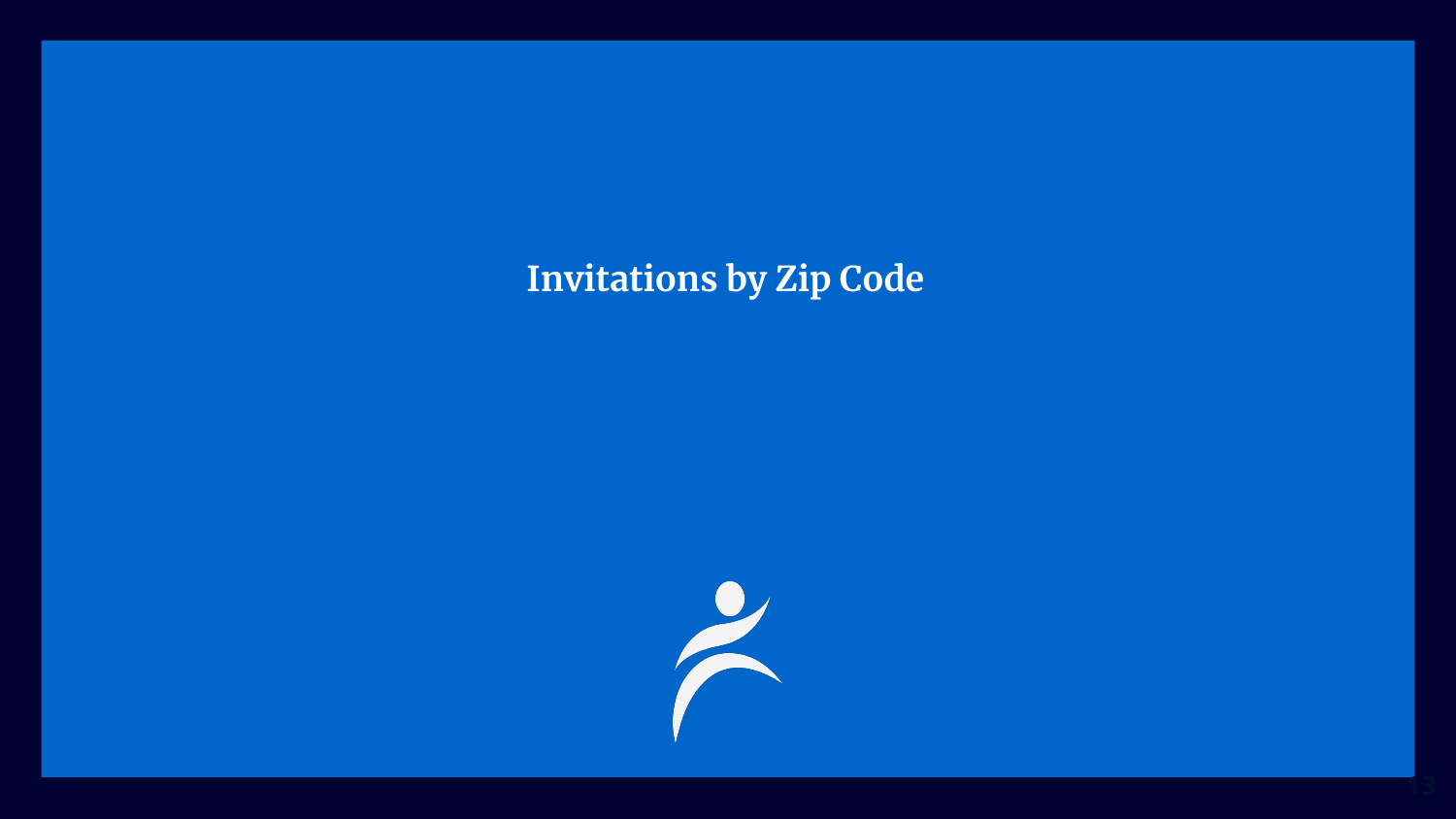# Invitations by Zip Code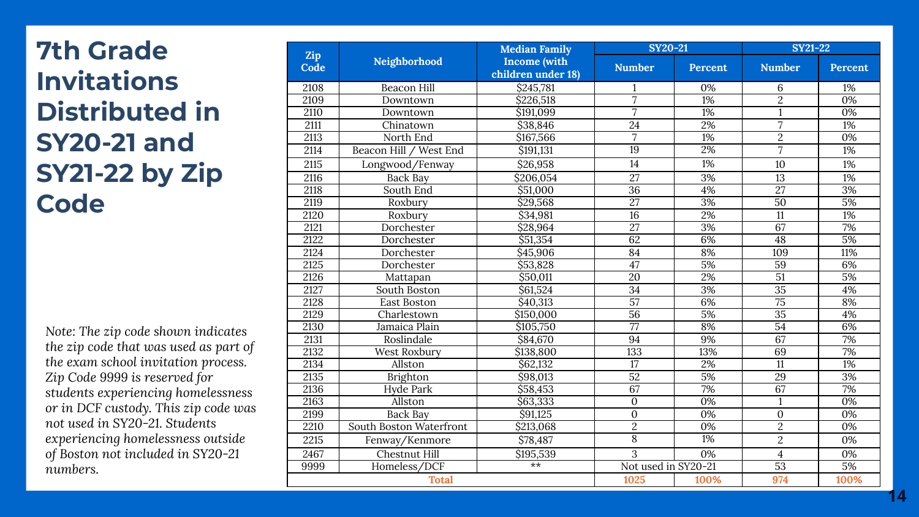# 7th Grade Invitations Distributed in SY20-21 and SY21-22 by Zip Code

*Note: The zip code shown indicates the zip code that was used as part of the exam school invitation process. Zip Code 9999 is reserved for students experiencing homelessness or in DCF custody. This zip code was not used in SY20-21. Students experiencing homelessness outside of Boston not included in SY20-21 numbers.*

| Zip Code | Neighborhood | Median Family Income (with children under 18) | SY20-21 | | SY21-22 | |
|---|---|---|---|---|---|---|
| | | | Number | Percent | Number | Percent |
| 2108 | Beacon Hill | $245,781 | 1 | 0% | 6 | 1% |
| 2109 | Downtown | $226,518 | 7 | 1% | 2 | 0% |
| 2110 | Downtown | $191,099 | 7 | 1% | 1 | 0% |
| 2111 | Chinatown | $38,846 | 24 | 2% | 7 | 1% |
| 2113 | North End | $167,566 | 7 | 1% | 2 | 0% |
| 2114 | Beacon Hill / West End | $191,131 | 19 | 2% | 7 | 1% |
| 2115 | Longwood/Fenway | $26,958 | 14 | 1% | 10 | 1% |
| 2116 | Back Bay | $206,054 | 27 | 3% | 13 | 1% |
| 2118 | South End | $51,000 | 36 | 4% | 27 | 3% |
| 2119 | Roxbury | $29,568 | 27 | 3% | 50 | 5% |
| 2120 | Roxbury | $34,981 | 16 | 2% | 11 | 1% |
| 2121 | Dorchester | $28,964 | 27 | 3% | 67 | 7% |
| 2122 | Dorchester | $51,354 | 62 | 6% | 48 | 5% |
| 2124 | Dorchester | $45,906 | 84 | 8% | 109 | 11% |
| 2125 | Dorchester | $53,828 | 47 | 5% | 59 | 6% |
| 2126 | Mattapan | $50,011 | 20 | 2% | 51 | 5% |
| 2127 | South Boston | $61,524 | 34 | 3% | 35 | 4% |
| 2128 | East Boston | $40,313 | 57 | 6% | 75 | 8% |
| 2129 | Charlestown | $150,000 | 56 | 5% | 35 | 4% |
| 2130 | Jamaica Plain | $105,750 | 77 | 8% | 54 | 6% |
| 2131 | Roslindale | $84,670 | 94 | 9% | 67 | 7% |
| 2132 | West Roxbury | $138,800 | 133 | 13% | 69 | 7% |
| 2134 | Allston | $62,132 | 17 | 2% | 11 | 1% |
| 2135 | Brighton | $98,013 | 52 | 5% | 29 | 3% |
| 2136 | Hyde Park | $58,453 | 67 | 7% | 67 | 7% |
| 2163 | Allston | $63,333 | 0 | 0% | 1 | 0% |
| 2199 | Back Bay | $91,125 | 0 | 0% | 0 | 0% |
| 2210 | South Boston Waterfront | $213,068 | 2 | 0% | 2 | 0% |
| 2215 | Fenway/Kenmore | $78,487 | 8 | 1% | 2 | 0% |
| 2467 | Chestnut Hill | $195,539 | 3 | 0% | 4 | 0% |
| 9999 | Homeless/DCF | ** | Not used in SY20-21 | | 53 | 5% |
| **Total** | | | **1025** | **100%** | **974** | **100%** |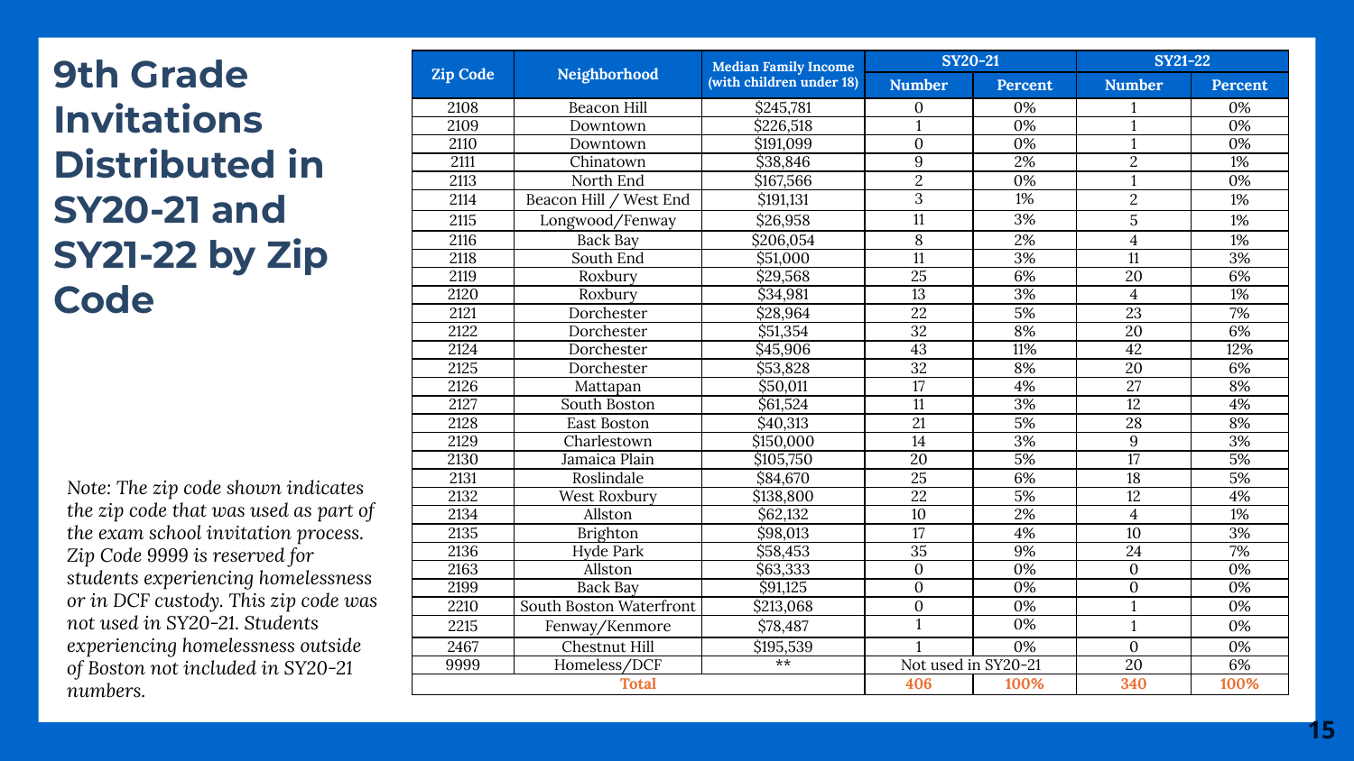# 9th Grade Invitations Distributed in SY20-21 and SY21-22 by Zip Code

*Note: The zip code shown indicates the zip code that was used as part of the exam school invitation process. Zip Code 9999 is reserved for students experiencing homelessness or in DCF custody. This zip code was not used in SY20-21. Students experiencing homelessness outside of Boston not included in SY20-21 numbers.*

| Zip Code | Neighborhood | Median Family Income (with children under 18) | SY20-21 | | SY21-22 | |
|---|---|---|---|---|---|---|
| | | | Number | Percent | Number | Percent |
| 2108 | Beacon Hill | $245,781 | 0 | 0% | 1 | 0% |
| 2109 | Downtown | $226,518 | 1 | 0% | 1 | 0% |
| 2110 | Downtown | $191,099 | 0 | 0% | 1 | 0% |
| 2111 | Chinatown | $38,846 | 9 | 2% | 2 | 1% |
| 2113 | North End | $167,566 | 2 | 0% | 1 | 0% |
| 2114 | Beacon Hill / West End | $191,131 | 3 | 1% | 2 | 1% |
| 2115 | Longwood/Fenway | $26,958 | 11 | 3% | 5 | 1% |
| 2116 | Back Bay | $206,054 | 8 | 2% | 4 | 1% |
| 2118 | South End | $51,000 | 11 | 3% | 11 | 3% |
| 2119 | Roxbury | $29,568 | 25 | 6% | 20 | 6% |
| 2120 | Roxbury | $34,981 | 13 | 3% | 4 | 1% |
| 2121 | Dorchester | $28,964 | 22 | 5% | 23 | 7% |
| 2122 | Dorchester | $51,354 | 32 | 8% | 20 | 6% |
| 2124 | Dorchester | $45,906 | 43 | 11% | 42 | 12% |
| 2125 | Dorchester | $53,828 | 32 | 8% | 20 | 6% |
| 2126 | Mattapan | $50,011 | 17 | 4% | 27 | 8% |
| 2127 | South Boston | $61,524 | 11 | 3% | 12 | 4% |
| 2128 | East Boston | $40,313 | 21 | 5% | 28 | 8% |
| 2129 | Charlestown | $150,000 | 14 | 3% | 9 | 3% |
| 2130 | Jamaica Plain | $105,750 | 20 | 5% | 17 | 5% |
| 2131 | Roslindale | $84,670 | 25 | 6% | 18 | 5% |
| 2132 | West Roxbury | $138,800 | 22 | 5% | 12 | 4% |
| 2134 | Allston | $62,132 | 10 | 2% | 4 | 1% |
| 2135 | Brighton | $98,013 | 17 | 4% | 10 | 3% |
| 2136 | Hyde Park | $58,453 | 35 | 9% | 24 | 7% |
| 2163 | Allston | $63,333 | 0 | 0% | 0 | 0% |
| 2199 | Back Bay | $91,125 | 0 | 0% | 0 | 0% |
| 2210 | South Boston Waterfront | $213,068 | 0 | 0% | 1 | 0% |
| 2215 | Fenway/Kenmore | $78,487 | 1 | 0% | 1 | 0% |
| 2467 | Chestnut Hill | $195,539 | 1 | 0% | 0 | 0% |
| 9999 | Homeless/DCF | ** | Not used in SY20-21 | | 20 | 6% |
| **Total** | | | **406** | **100%** | **340** | **100%** |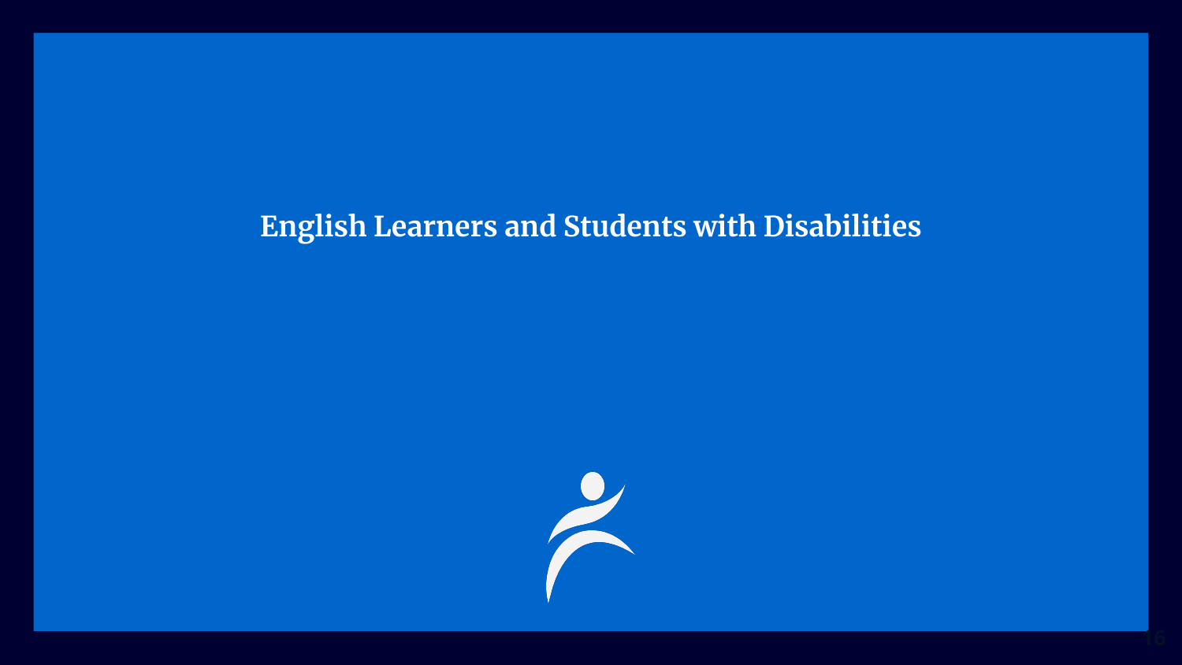# English Learners and Students with Disabilities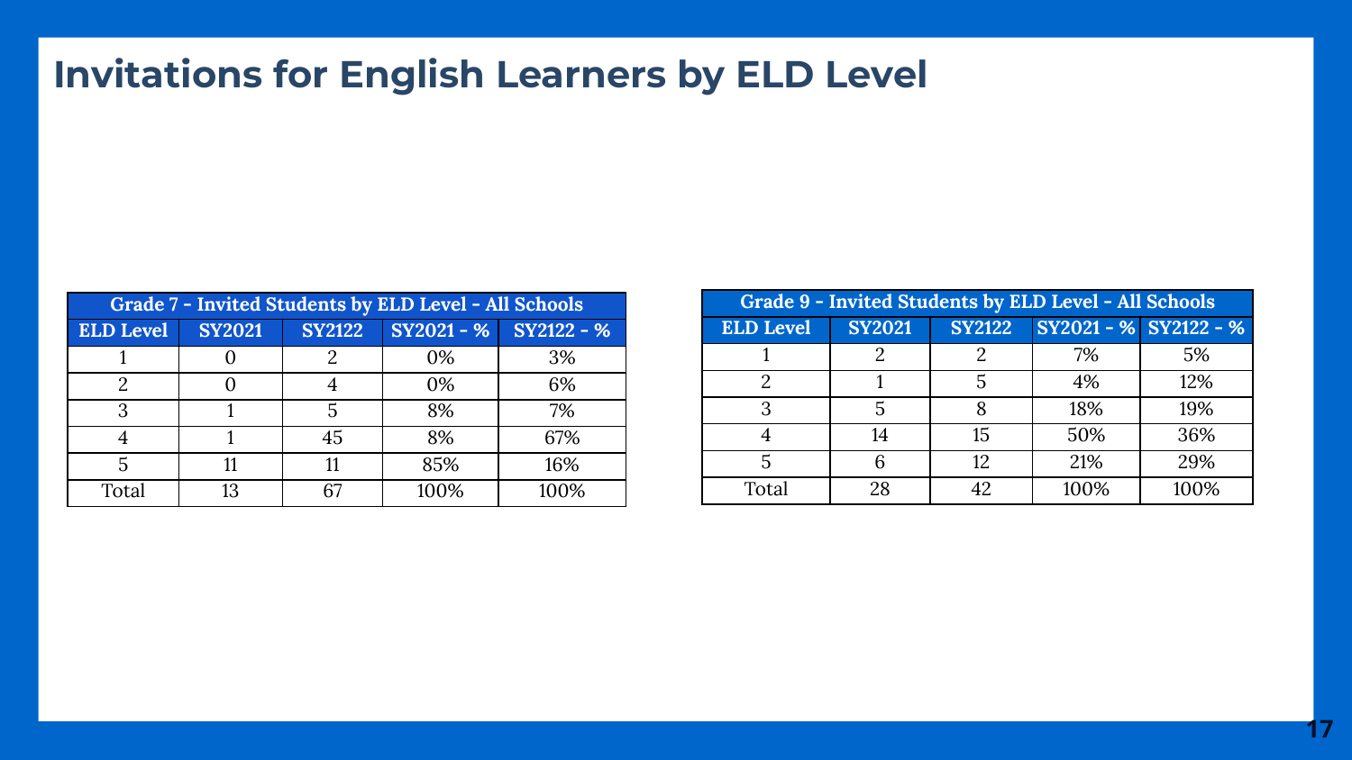# Invitations for English Learners by ELD Level

| Grade 7 - Invited Students by ELD Level - All Schools | | | | |
|---|---|---|---|---|
| ELD Level | SY2021 | SY2122 | SY2021 - % | SY2122 - % |
| 1 | 0 | 2 | 0% | 3% |
| 2 | 0 | 4 | 0% | 6% |
| 3 | 1 | 5 | 8% | 7% |
| 4 | 1 | 45 | 8% | 67% |
| 5 | 11 | 11 | 85% | 16% |
| Total | 13 | 67 | 100% | 100% |

| Grade 9 - Invited Students by ELD Level - All Schools | | | | |
|---|---|---|---|---|
| ELD Level | SY2021 | SY2122 | SY2021 - % | SY2122 - % |
| 1 | 2 | 2 | 7% | 5% |
| 2 | 1 | 5 | 4% | 12% |
| 3 | 5 | 8 | 18% | 19% |
| 4 | 14 | 15 | 50% | 36% |
| 5 | 6 | 12 | 21% | 29% |
| Total | 28 | 42 | 100% | 100% |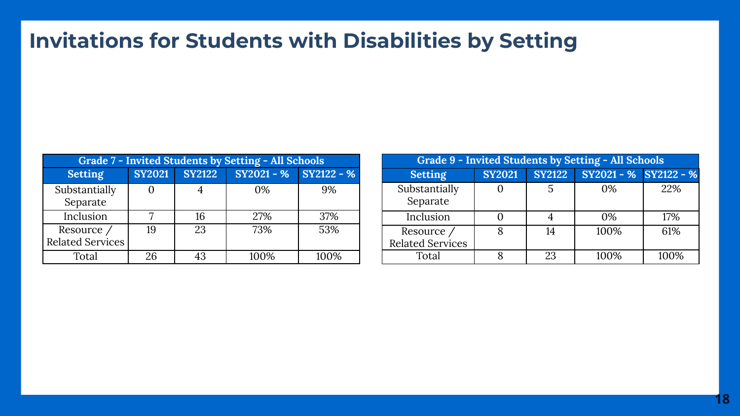# Invitations for Students with Disabilities by Setting

| Grade 7 - Invited Students by Setting - All Schools | | | | |
|---|---|---|---|---|
| Setting | SY2021 | SY2122 | SY2021 - % | SY2122 - % |
| Substantially Separate | 0 | 4 | 0% | 9% |
| Inclusion | 7 | 16 | 27% | 37% |
| Resource / Related Services | 19 | 23 | 73% | 53% |
| Total | 26 | 43 | 100% | 100% |

| Grade 9 - Invited Students by Setting - All Schools | | | | |
|---|---|---|---|---|
| Setting | SY2021 | SY2122 | SY2021 - % | SY2122 - % |
| Substantially Separate | 0 | 5 | 0% | 22% |
| Inclusion | 0 | 4 | 0% | 17% |
| Resource / Related Services | 8 | 14 | 100% | 61% |
| Total | 8 | 23 | 100% | 100% |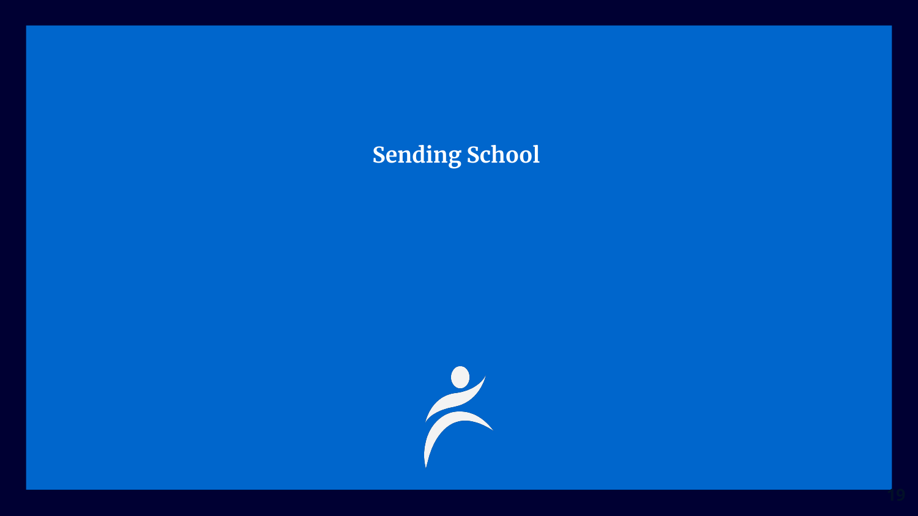# Sending School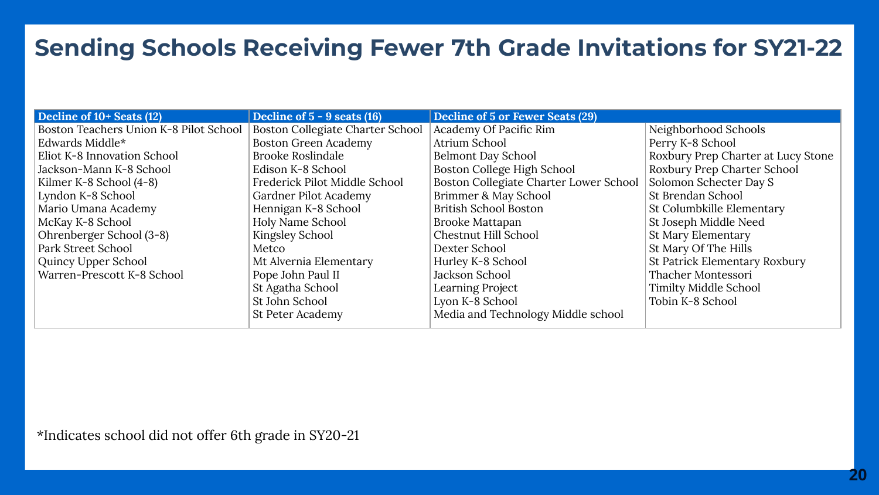# Sending Schools Receiving Fewer 7th Grade Invitations for SY21-22

| Decline of 10+ Seats (12) | Decline of 5 - 9 seats (16) | Decline of 5 or Fewer Seats (29) | |
|---|---|---|---|
| Boston Teachers Union K-8 Pilot School | Boston Collegiate Charter School | Academy Of Pacific Rim | Neighborhood Schools |
| Edwards Middle* | Boston Green Academy | Atrium School | Perry K-8 School |
| Eliot K-8 Innovation School | Brooke Roslindale | Belmont Day School | Roxbury Prep Charter at Lucy Stone |
| Jackson-Mann K-8 School | Edison K-8 School | Boston College High School | Roxbury Prep Charter School |
| Kilmer K-8 School (4-8) | Frederick Pilot Middle School | Boston Collegiate Charter Lower School | Solomon Schecter Day S |
| Lyndon K-8 School | Gardner Pilot Academy | Brimmer & May School | St Brendan School |
| Mario Umana Academy | Hennigan K-8 School | British School Boston | St Columbkille Elementary |
| McKay K-8 School | Holy Name School | Brooke Mattapan | St Joseph Middle Need |
| Ohrenberger School (3-8) | Kingsley School | Chestnut Hill School | St Mary Elementary |
| Park Street School | Metco | Dexter School | St Mary Of The Hills |
| Quincy Upper School | Mt Alvernia Elementary | Hurley K-8 School | St Patrick Elementary Roxbury |
| Warren-Prescott K-8 School | Pope John Paul II | Jackson School | Thacher Montessori |
| | St Agatha School | Learning Project | Timilty Middle School |
| | St John School | Lyon K-8 School | Tobin K-8 School |
| | St Peter Academy | Media and Technology Middle school | |

*Indicates school did not offer 6th grade in SY20-21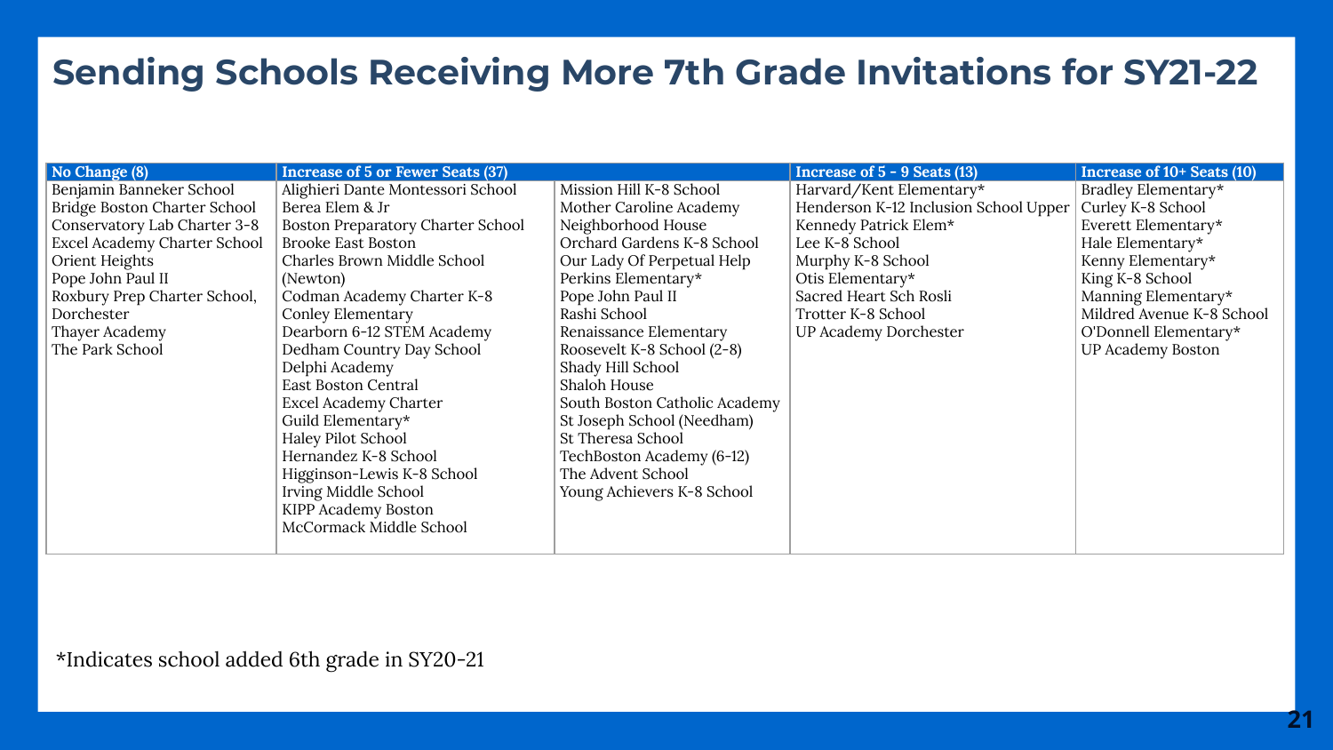# Sending Schools Receiving More 7th Grade Invitations for SY21-22

| No Change (8) | Increase of 5 or Fewer Seats (37) | | Increase of 5 - 9 Seats (13) | Increase of 10+ Seats (10) |
|---|---|---|---|---|
| Benjamin Banneker School | Alighieri Dante Montessori School | Mission Hill K-8 School | Harvard/Kent Elementary* | Bradley Elementary* |
| Bridge Boston Charter School | Berea Elem & Jr | Mother Caroline Academy | Henderson K-12 Inclusion School Upper | Curley K-8 School |
| Conservatory Lab Charter 3-8 | Boston Preparatory Charter School | Neighborhood House | Kennedy Patrick Elem* | Everett Elementary* |
| Excel Academy Charter School | Brooke East Boston | Orchard Gardens K-8 School | Lee K-8 School | Hale Elementary* |
| Orient Heights | Charles Brown Middle School (Newton) | Our Lady Of Perpetual Help | Murphy K-8 School | Kenny Elementary* |
| Pope John Paul II | Codman Academy Charter K-8 | Perkins Elementary* | Otis Elementary* | King K-8 School |
| Roxbury Prep Charter School, Dorchester | Conley Elementary | Pope John Paul II | Sacred Heart Sch Rosli | Manning Elementary* |
| Thayer Academy | Dearborn 6-12 STEM Academy | Rashi School | Trotter K-8 School | Mildred Avenue K-8 School |
| The Park School | Dedham Country Day School | Renaissance Elementary | UP Academy Dorchester | O'Donnell Elementary* |
| | Delphi Academy | Roosevelt K-8 School (2-8) | | UP Academy Boston |
| | East Boston Central | Shady Hill School | | |
| | Excel Academy Charter | Shaloh House | | |
| | Guild Elementary* | South Boston Catholic Academy | | |
| | Haley Pilot School | St Joseph School (Needham) | | |
| | Hernandez K-8 School | St Theresa School | | |
| | Higginson-Lewis K-8 School | TechBoston Academy (6-12) | | |
| | Irving Middle School | The Advent School | | |
| | KIPP Academy Boston | Young Achievers K-8 School | | |
| | McCormack Middle School | | | |

*Indicates school added 6th grade in SY20-21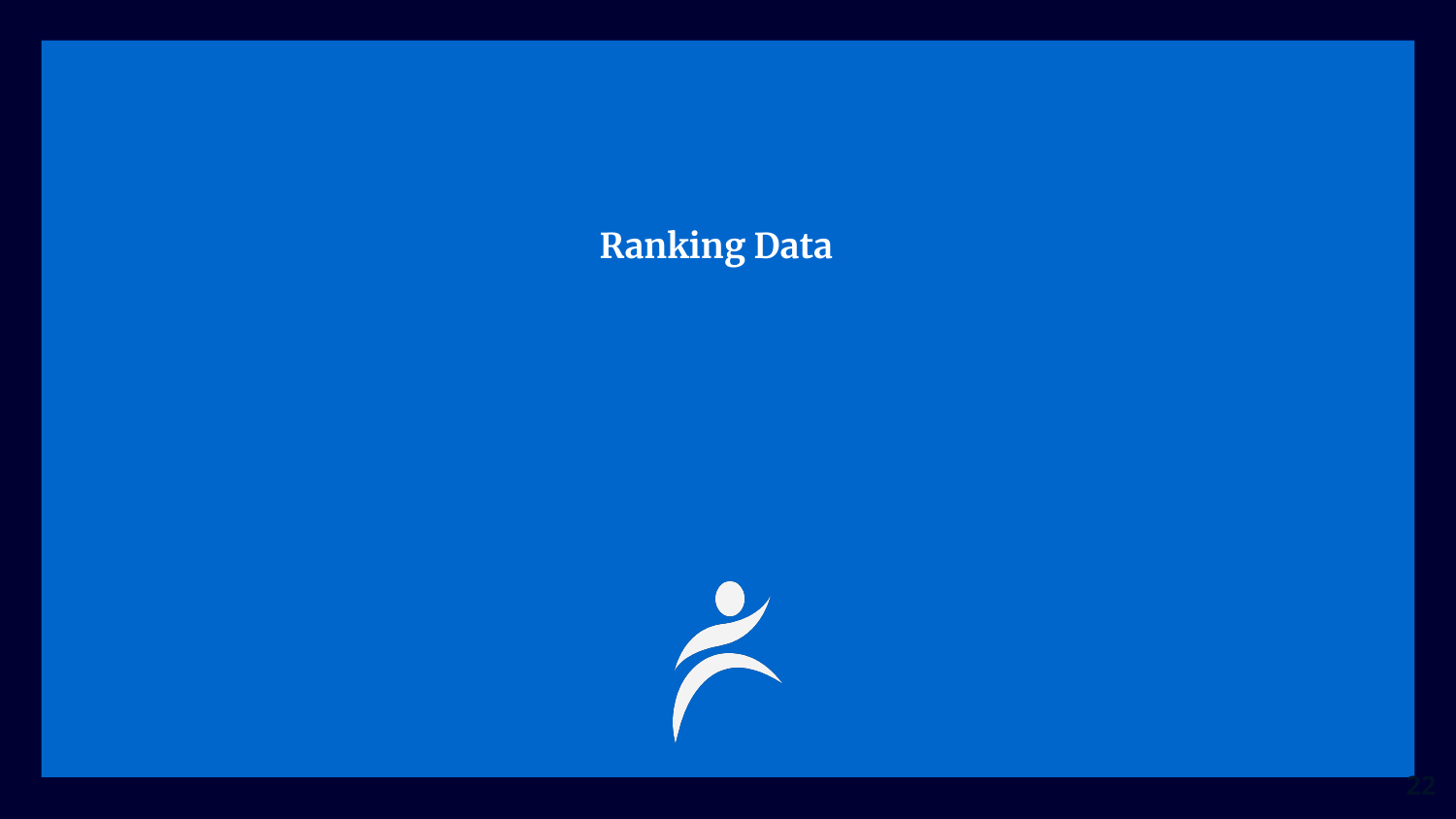# Ranking Data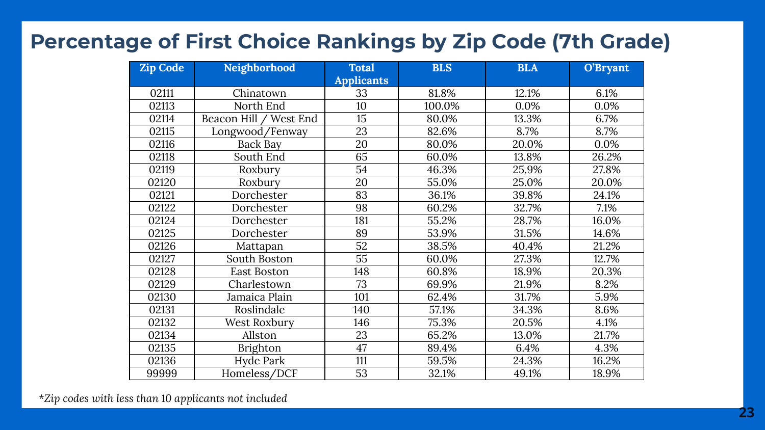# Percentage of First Choice Rankings by Zip Code (7th Grade)

| Zip Code | Neighborhood | Total Applicants | BLS | BLA | O'Bryant |
|---|---|---|---|---|---|
| 02111 | Chinatown | 33 | 81.8% | 12.1% | 6.1% |
| 02113 | North End | 10 | 100.0% | 0.0% | 0.0% |
| 02114 | Beacon Hill / West End | 15 | 80.0% | 13.3% | 6.7% |
| 02115 | Longwood/Fenway | 23 | 82.6% | 8.7% | 8.7% |
| 02116 | Back Bay | 20 | 80.0% | 20.0% | 0.0% |
| 02118 | South End | 65 | 60.0% | 13.8% | 26.2% |
| 02119 | Roxbury | 54 | 46.3% | 25.9% | 27.8% |
| 02120 | Roxbury | 20 | 55.0% | 25.0% | 20.0% |
| 02121 | Dorchester | 83 | 36.1% | 39.8% | 24.1% |
| 02122 | Dorchester | 98 | 60.2% | 32.7% | 7.1% |
| 02124 | Dorchester | 181 | 55.2% | 28.7% | 16.0% |
| 02125 | Dorchester | 89 | 53.9% | 31.5% | 14.6% |
| 02126 | Mattapan | 52 | 38.5% | 40.4% | 21.2% |
| 02127 | South Boston | 55 | 60.0% | 27.3% | 12.7% |
| 02128 | East Boston | 148 | 60.8% | 18.9% | 20.3% |
| 02129 | Charlestown | 73 | 69.9% | 21.9% | 8.2% |
| 02130 | Jamaica Plain | 101 | 62.4% | 31.7% | 5.9% |
| 02131 | Roslindale | 140 | 57.1% | 34.3% | 8.6% |
| 02132 | West Roxbury | 146 | 75.3% | 20.5% | 4.1% |
| 02134 | Allston | 23 | 65.2% | 13.0% | 21.7% |
| 02135 | Brighton | 47 | 89.4% | 6.4% | 4.3% |
| 02136 | Hyde Park | 111 | 59.5% | 24.3% | 16.2% |
| 99999 | Homeless/DCF | 53 | 32.1% | 49.1% | 18.9% |

*\*Zip codes with less than 10 applicants not included*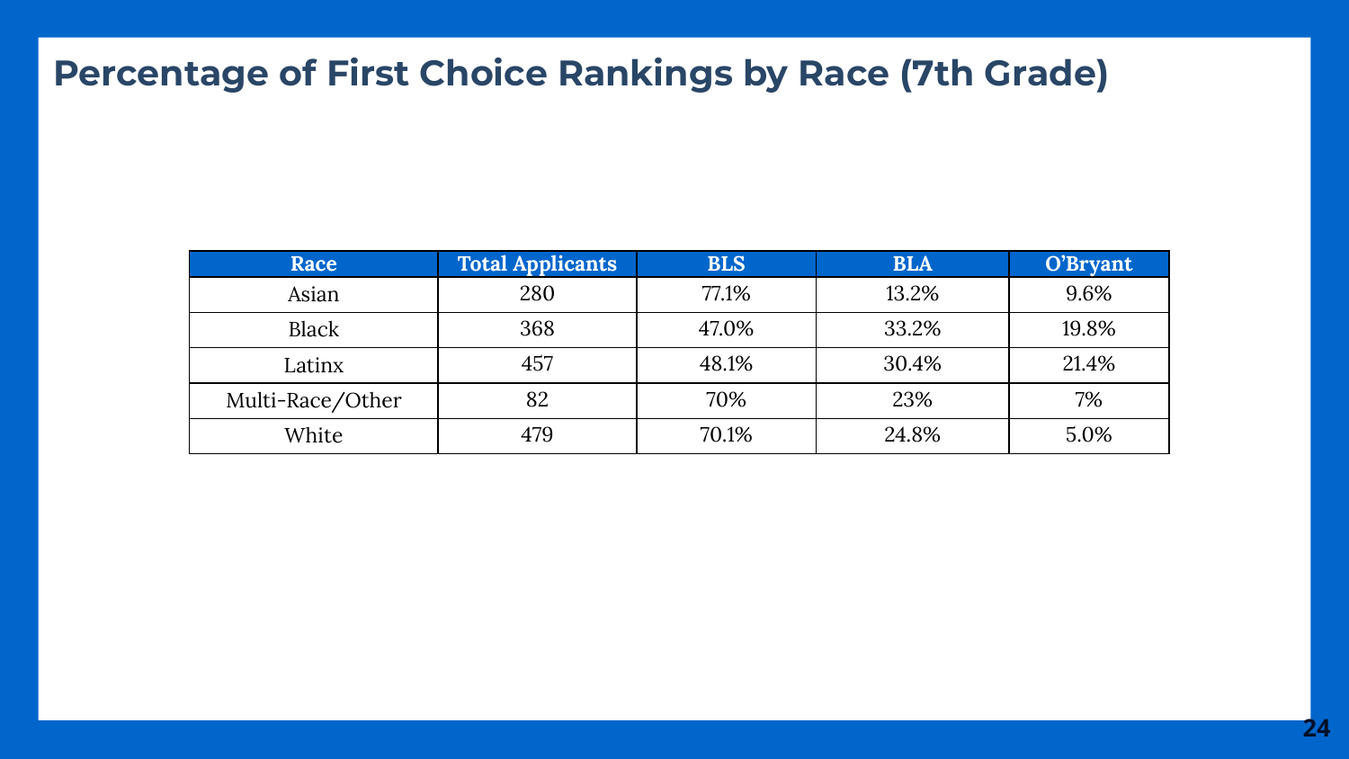# Percentage of First Choice Rankings by Race (7th Grade)

| Race | Total Applicants | BLS | BLA | O'Bryant |
|---|---|---|---|---|
| Asian | 280 | 77.1% | 13.2% | 9.6% |
| Black | 368 | 47.0% | 33.2% | 19.8% |
| Latinx | 457 | 48.1% | 30.4% | 21.4% |
| Multi-Race/Other | 82 | 70% | 23% | 7% |
| White | 479 | 70.1% | 24.8% | 5.0% |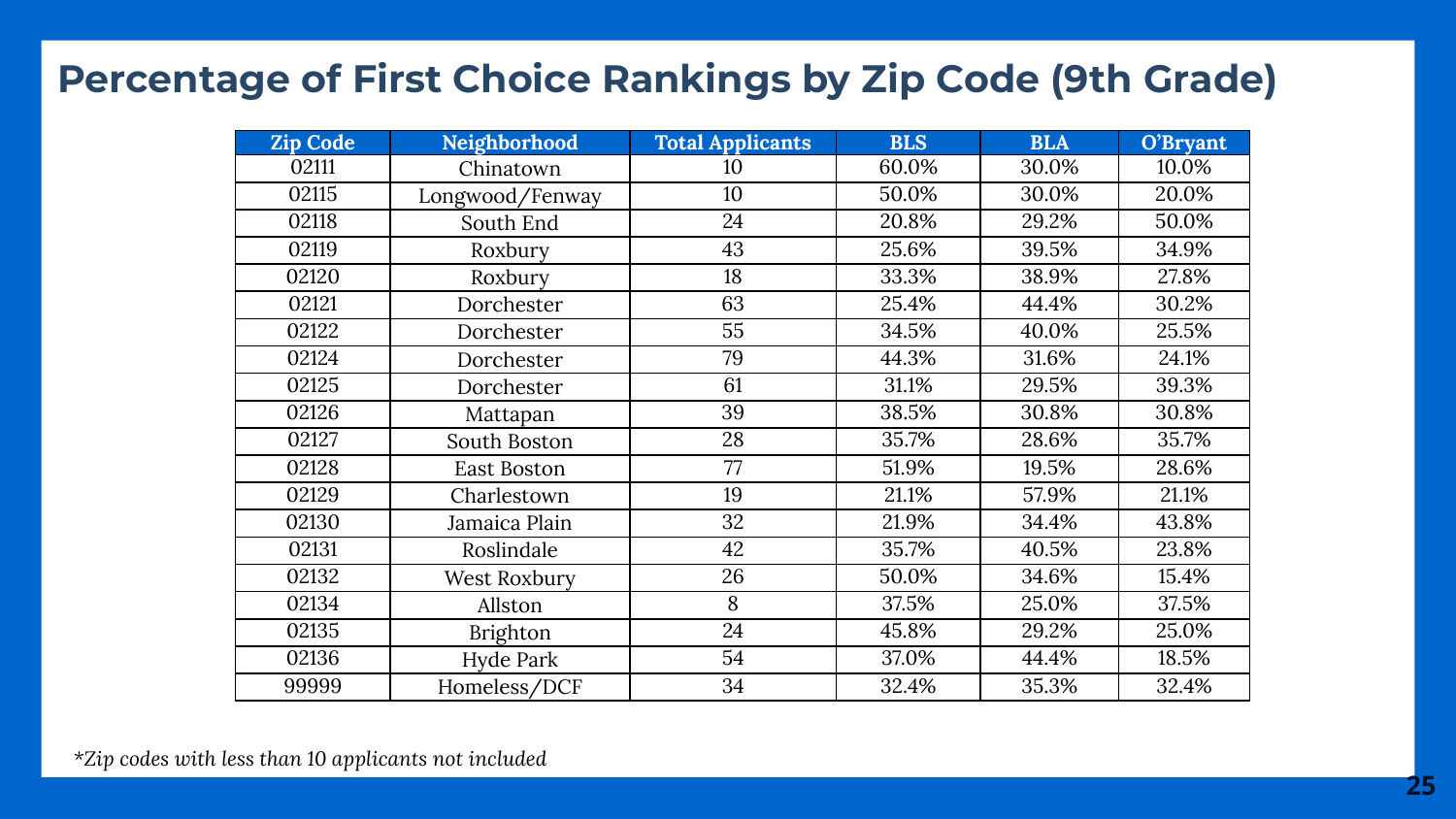# Percentage of First Choice Rankings by Zip Code (9th Grade)

| Zip Code | Neighborhood | Total Applicants | BLS | BLA | O'Bryant |
|---|---|---|---|---|---|
| 02111 | Chinatown | 10 | 60.0% | 30.0% | 10.0% |
| 02115 | Longwood/Fenway | 10 | 50.0% | 30.0% | 20.0% |
| 02118 | South End | 24 | 20.8% | 29.2% | 50.0% |
| 02119 | Roxbury | 43 | 25.6% | 39.5% | 34.9% |
| 02120 | Roxbury | 18 | 33.3% | 38.9% | 27.8% |
| 02121 | Dorchester | 63 | 25.4% | 44.4% | 30.2% |
| 02122 | Dorchester | 55 | 34.5% | 40.0% | 25.5% |
| 02124 | Dorchester | 79 | 44.3% | 31.6% | 24.1% |
| 02125 | Dorchester | 61 | 31.1% | 29.5% | 39.3% |
| 02126 | Mattapan | 39 | 38.5% | 30.8% | 30.8% |
| 02127 | South Boston | 28 | 35.7% | 28.6% | 35.7% |
| 02128 | East Boston | 77 | 51.9% | 19.5% | 28.6% |
| 02129 | Charlestown | 19 | 21.1% | 57.9% | 21.1% |
| 02130 | Jamaica Plain | 32 | 21.9% | 34.4% | 43.8% |
| 02131 | Roslindale | 42 | 35.7% | 40.5% | 23.8% |
| 02132 | West Roxbury | 26 | 50.0% | 34.6% | 15.4% |
| 02134 | Allston | 8 | 37.5% | 25.0% | 37.5% |
| 02135 | Brighton | 24 | 45.8% | 29.2% | 25.0% |
| 02136 | Hyde Park | 54 | 37.0% | 44.4% | 18.5% |
| 99999 | Homeless/DCF | 34 | 32.4% | 35.3% | 32.4% |

*\*Zip codes with less than 10 applicants not included*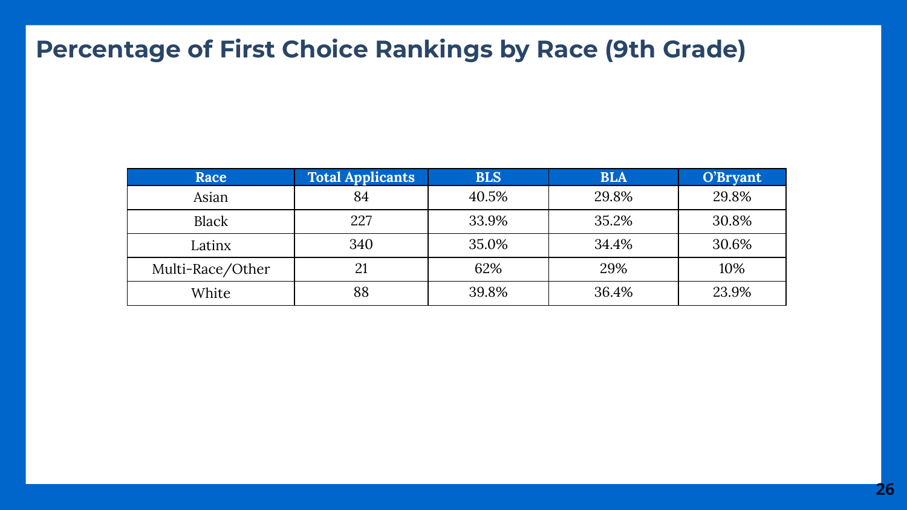# Percentage of First Choice Rankings by Race (9th Grade)

| Race | Total Applicants | BLS | BLA | O'Bryant |
| --- | --- | --- | --- | --- |
| Asian | 84 | 40.5% | 29.8% | 29.8% |
| Black | 227 | 33.9% | 35.2% | 30.8% |
| Latinx | 340 | 35.0% | 34.4% | 30.6% |
| Multi-Race/Other | 21 | 62% | 29% | 10% |
| White | 88 | 39.8% | 36.4% | 23.9% |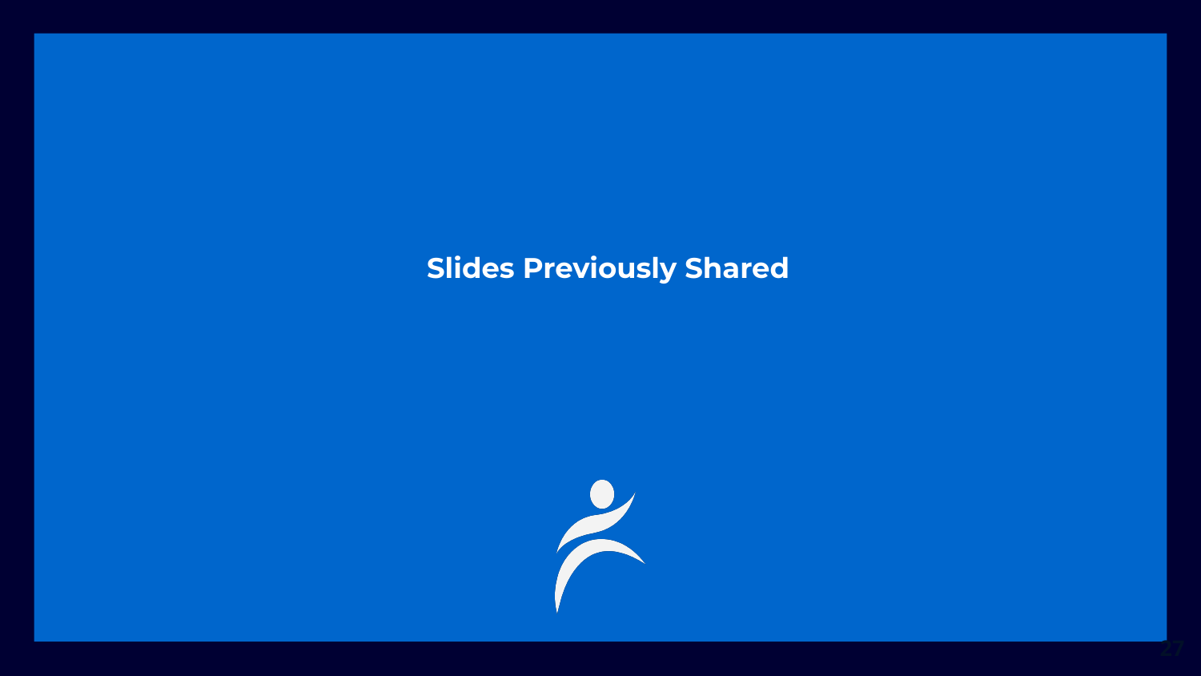# Slides Previously Shared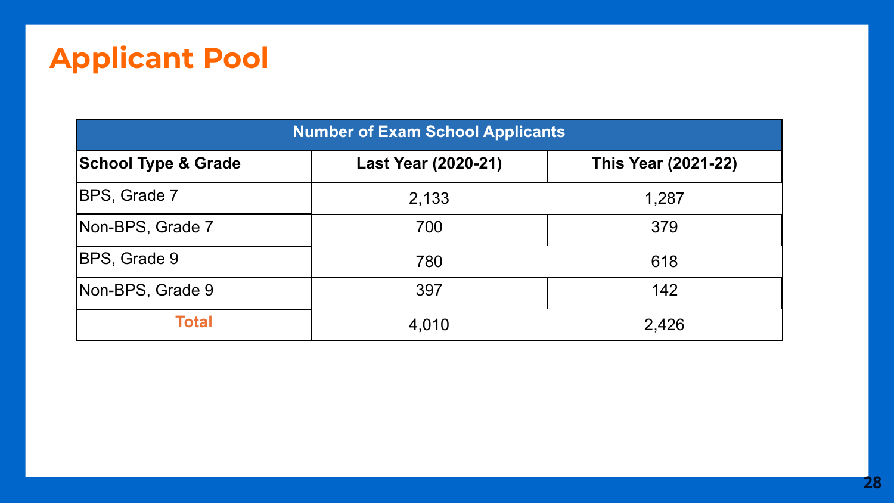# Applicant Pool

| Number of Exam School Applicants | | |
|---|---|---|
| **School Type & Grade** | **Last Year (2020-21)** | **This Year (2021-22)** |
| BPS, Grade 7 | 2,133 | 1,287 |
| Non-BPS, Grade 7 | 700 | 379 |
| BPS, Grade 9 | 780 | 618 |
| Non-BPS, Grade 9 | 397 | 142 |
| **Total** | 4,010 | 2,426 |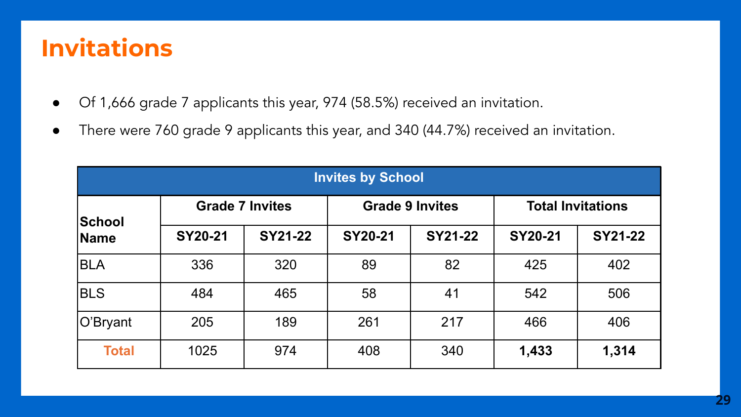# Invitations

- Of 1,666 grade 7 applicants this year, 974 (58.5%) received an invitation.
- There were 760 grade 9 applicants this year, and 340 (44.7%) received an invitation.

**Invites by School**

| School Name | Grade 7 Invites | | Grade 9 Invites | | Total Invitations | |
|---|---|---|---|---|---|---|
| | SY20-21 | SY21-22 | SY20-21 | SY21-22 | SY20-21 | SY21-22 |
| BLA | 336 | 320 | 89 | 82 | 425 | 402 |
| BLS | 484 | 465 | 58 | 41 | 542 | 506 |
| O'Bryant | 205 | 189 | 261 | 217 | 466 | 406 |
| **Total** | 1025 | 974 | 408 | 340 | **1,433** | **1,314** |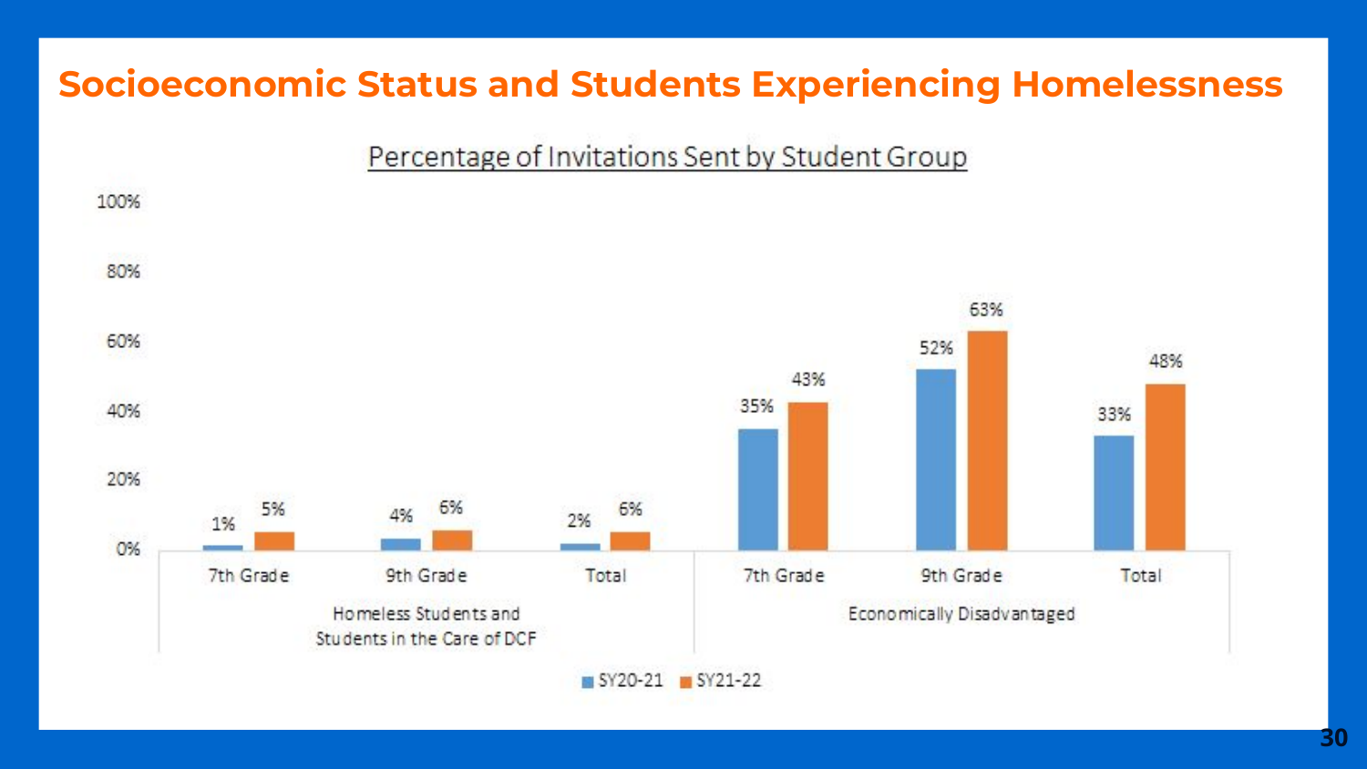# Socioeconomic Status and Students Experiencing Homelessness

Percentage of Invitations Sent by Student Group

| Student Group | Grade | SY20-21 | SY21-22 |
|---|---|---|---|
| Homeless Students and Students in the Care of DCF | 7th Grade | 1% | 5% |
| | 9th Grade | 4% | 6% |
| | Total | 2% | 6% |
| Economically Disadvantaged | 7th Grade | 35% | 43% |
| | 9th Grade | 52% | 63% |
| | Total | 33% | 48% |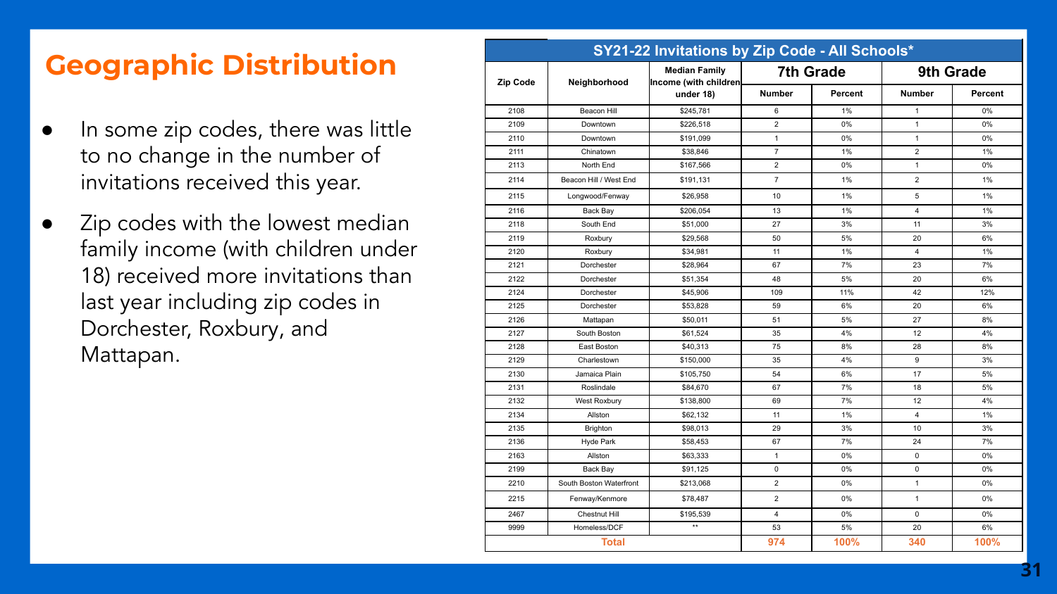## Geographic Distribution

- In some zip codes, there was little to no change in the number of invitations received this year.
- Zip codes with the lowest median family income (with children under 18) received more invitations than last year including zip codes in Dorchester, Roxbury, and Mattapan.

**SY21-22 Invitations by Zip Code - All Schools***

| Zip Code | Neighborhood | Median Family Income (with children under 18) | 7th Grade | | 9th Grade | |
|---|---|---|---|---|---|---|
| | | | Number | Percent | Number | Percent |
| 2108 | Beacon Hill | $245,781 | 6 | 1% | 1 | 0% |
| 2109 | Downtown | $226,518 | 2 | 0% | 1 | 0% |
| 2110 | Downtown | $191,099 | 1 | 0% | 1 | 0% |
| 2111 | Chinatown | $38,846 | 7 | 1% | 2 | 1% |
| 2113 | North End | $167,566 | 2 | 0% | 1 | 0% |
| 2114 | Beacon Hill / West End | $191,131 | 7 | 1% | 2 | 1% |
| 2115 | Longwood/Fenway | $26,958 | 10 | 1% | 5 | 1% |
| 2116 | Back Bay | $206,054 | 13 | 1% | 4 | 1% |
| 2118 | South End | $51,000 | 27 | 3% | 11 | 3% |
| 2119 | Roxbury | $29,568 | 50 | 5% | 20 | 6% |
| 2120 | Roxbury | $34,981 | 11 | 1% | 4 | 1% |
| 2121 | Dorchester | $28,964 | 67 | 7% | 23 | 7% |
| 2122 | Dorchester | $51,354 | 48 | 5% | 20 | 6% |
| 2124 | Dorchester | $45,906 | 109 | 11% | 42 | 12% |
| 2125 | Dorchester | $53,828 | 59 | 6% | 20 | 6% |
| 2126 | Mattapan | $50,011 | 51 | 5% | 27 | 8% |
| 2127 | South Boston | $61,524 | 35 | 4% | 12 | 4% |
| 2128 | East Boston | $40,313 | 75 | 8% | 28 | 8% |
| 2129 | Charlestown | $150,000 | 35 | 4% | 9 | 3% |
| 2130 | Jamaica Plain | $105,750 | 54 | 6% | 17 | 5% |
| 2131 | Roslindale | $84,670 | 67 | 7% | 18 | 5% |
| 2132 | West Roxbury | $138,800 | 69 | 7% | 12 | 4% |
| 2134 | Allston | $62,132 | 11 | 1% | 4 | 1% |
| 2135 | Brighton | $98,013 | 29 | 3% | 10 | 3% |
| 2136 | Hyde Park | $58,453 | 67 | 7% | 24 | 7% |
| 2163 | Allston | $63,333 | 1 | 0% | 0 | 0% |
| 2199 | Back Bay | $91,125 | 0 | 0% | 0 | 0% |
| 2210 | South Boston Waterfront | $213,068 | 2 | 0% | 1 | 0% |
| 2215 | Fenway/Kenmore | $78,487 | 2 | 0% | 1 | 0% |
| 2467 | Chestnut Hill | $195,539 | 4 | 0% | 0 | 0% |
| 9999 | Homeless/DCF | ** | 53 | 5% | 20 | 6% |
| **Total** | | | **974** | **100%** | **340** | **100%** |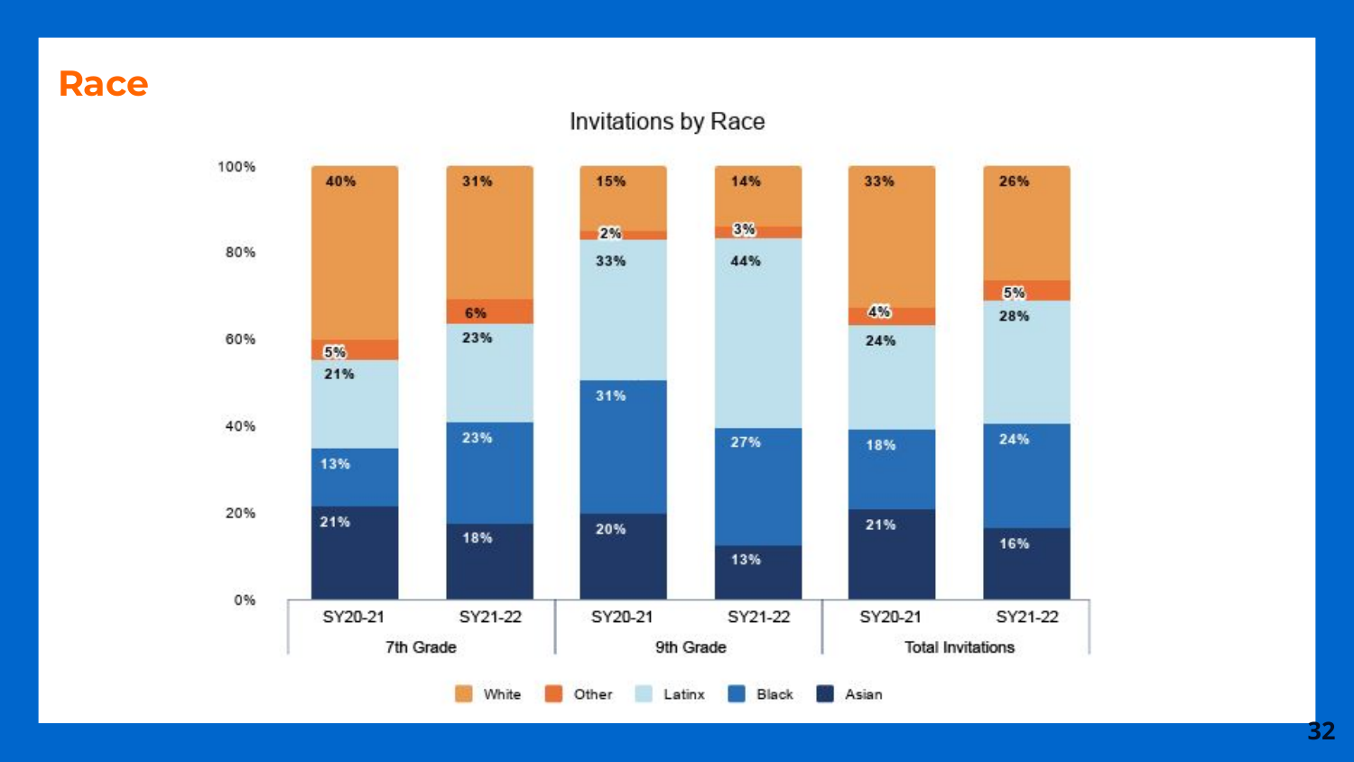# Race

**Invitations by Race**

| Race | 7th Grade SY20-21 | 7th Grade SY21-22 | 9th Grade SY20-21 | 9th Grade SY21-22 | Total Invitations SY20-21 | Total Invitations SY21-22 |
|---|---|---|---|---|---|---|
| White | 40% | 31% | 15% | 14% | 33% | 26% |
| Other | 5% | 6% | 2% | 3% | 4% | 5% |
| Latinx | 21% | 23% | 33% | 44% | 24% | 28% |
| Black | 13% | 23% | 31% | 27% | 18% | 24% |
| Asian | 21% | 18% | 20% | 13% | 21% | 16% |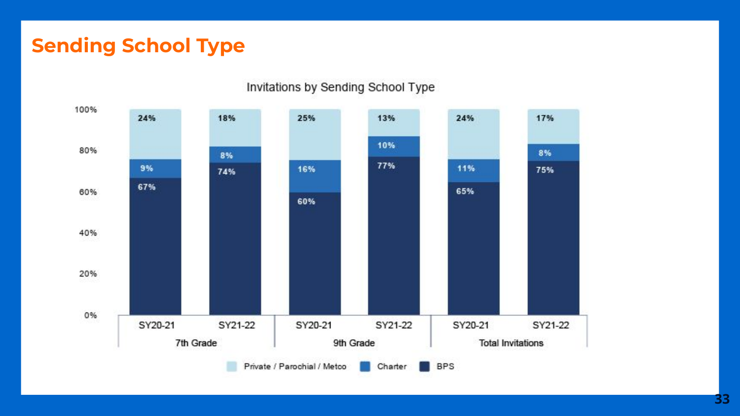# Sending School Type

Invitations by Sending School Type

| | 7th Grade | | 9th Grade | | Total Invitations | |
|---|---|---|---|---|---|---|
| | SY20-21 | SY21-22 | SY20-21 | SY21-22 | SY20-21 | SY21-22 |
| Private / Parochial / Metco | 24% | 18% | 25% | 13% | 24% | 17% |
| Charter | 9% | 8% | 16% | 10% | 11% | 8% |
| BPS | 67% | 74% | 60% | 77% | 65% | 75% |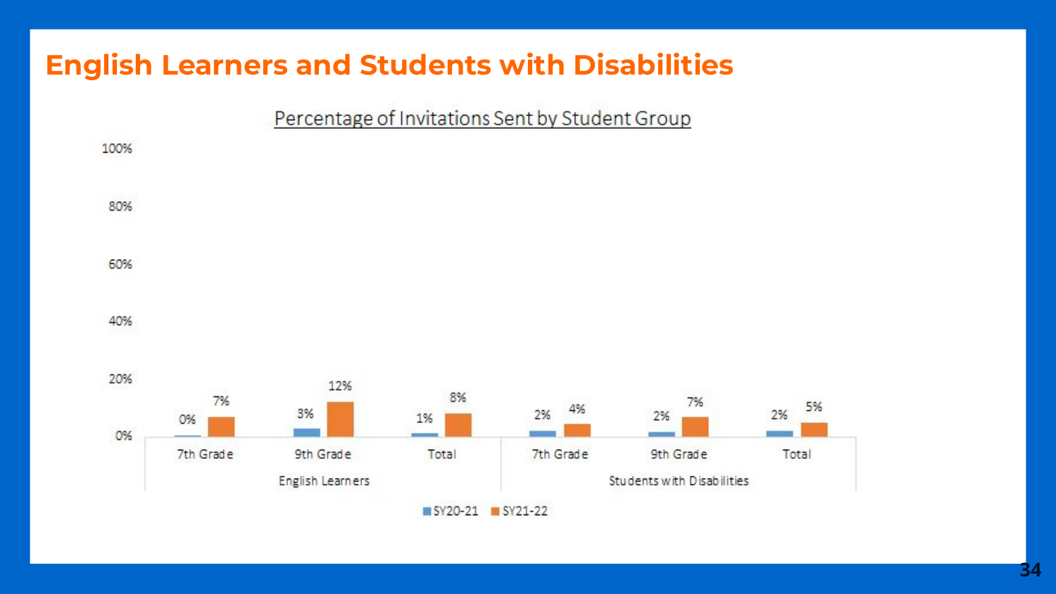# English Learners and Students with Disabilities

Percentage of Invitations Sent by Student Group

100%

80%

60%

40%

20%

0%

7th Grade: 0% 7%

9th Grade: 3% 12%

Total: 1% 8%

English Learners

7th Grade: 2% 4%

9th Grade: 2% 7%

Total: 2% 5%

Students with Disabilities

SY20-21 SY21-22